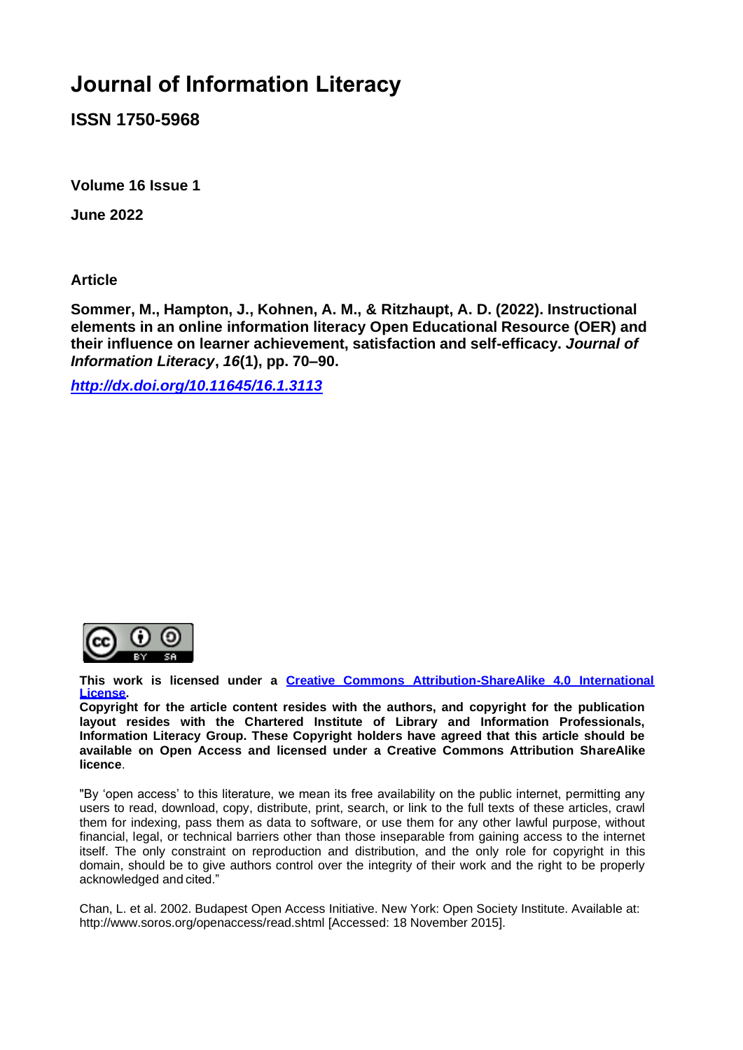# Journal of Information Literacy

**ISSN 1750-5968**

**Volume 16 Issue 1**

**June 2022**

**Article**

**Sommer, M., Hampton, J., Kohnen, A. M., & Ritzhaupt, A. D. (2022). Instructional elements in an online information literacy Open Educational Resource (OER) and their influence on learner achievement, satisfaction and self-efficacy. *Journal of Information Literacy*, *16*(1), pp. 70–90.**

***http://dx.doi.org/10.11645/16.1.3113***

**This work is licensed under a [Creative Commons Attribution-ShareAlike 4.0 International License](https://creativecommons.org/licenses/by-sa/4.0/).**
**Copyright for the article content resides with the authors, and copyright for the publication layout resides with the Chartered Institute of Library and Information Professionals, Information Literacy Group. These Copyright holders have agreed that this article should be available on Open Access and licensed under a Creative Commons Attribution ShareAlike licence.**

"By 'open access' to this literature, we mean its free availability on the public internet, permitting any users to read, download, copy, distribute, print, search, or link to the full texts of these articles, crawl them for indexing, pass them as data to software, or use them for any other lawful purpose, without financial, legal, or technical barriers other than those inseparable from gaining access to the internet itself. The only constraint on reproduction and distribution, and the only role for copyright in this domain, should be to give authors control over the integrity of their work and the right to be properly acknowledged and cited."

Chan, L. et al. 2002. Budapest Open Access Initiative. New York: Open Society Institute. Available at: http://www.soros.org/openaccess/read.shtml [Accessed: 18 November 2015].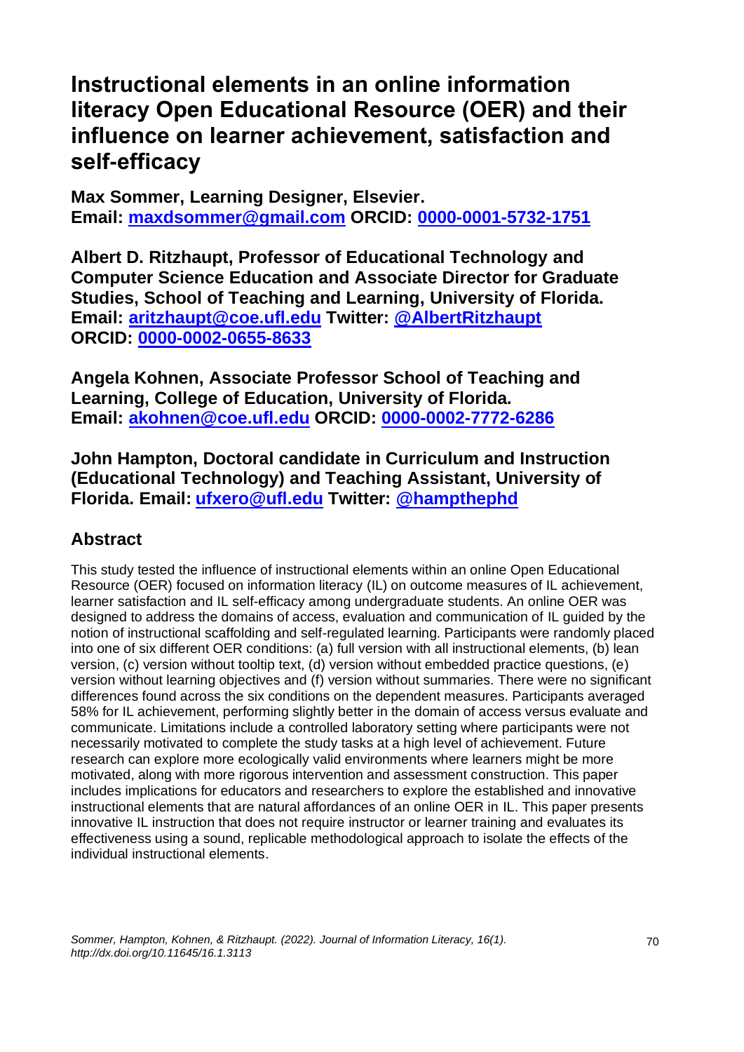# Instructional elements in an online information literacy Open Educational Resource (OER) and their influence on learner achievement, satisfaction and self-efficacy

**Max Sommer, Learning Designer, Elsevier.**
**Email: [maxdsommer@gmail.com](mailto:maxdsommer@gmail.com) ORCID: [0000-0001-5732-1751](https://orcid.org/0000-0001-5732-1751)**

**Albert D. Ritzhaupt, Professor of Educational Technology and Computer Science Education and Associate Director for Graduate Studies, School of Teaching and Learning, University of Florida.**
**Email: [aritzhaupt@coe.ufl.edu](mailto:aritzhaupt@coe.ufl.edu) Twitter: [@AlbertRitzhaupt](https://twitter.com/AlbertRitzhaupt)**
**ORCID: [0000-0002-0655-8633](https://orcid.org/0000-0002-0655-8633)**

**Angela Kohnen, Associate Professor School of Teaching and Learning, College of Education, University of Florida.**
**Email: [akohnen@coe.ufl.edu](mailto:akohnen@coe.ufl.edu) ORCID: [0000-0002-7772-6286](https://orcid.org/0000-0002-7772-6286)**

**John Hampton, Doctoral candidate in Curriculum and Instruction (Educational Technology) and Teaching Assistant, University of Florida. Email: [ufxero@ufl.edu](mailto:ufxero@ufl.edu) Twitter: [@hampthephd](https://twitter.com/hampthephd)**

## Abstract

This study tested the influence of instructional elements within an online Open Educational Resource (OER) focused on information literacy (IL) on outcome measures of IL achievement, learner satisfaction and IL self-efficacy among undergraduate students. An online OER was designed to address the domains of access, evaluation and communication of IL guided by the notion of instructional scaffolding and self-regulated learning. Participants were randomly placed into one of six different OER conditions: (a) full version with all instructional elements, (b) lean version, (c) version without tooltip text, (d) version without embedded practice questions, (e) version without learning objectives and (f) version without summaries. There were no significant differences found across the six conditions on the dependent measures. Participants averaged 58% for IL achievement, performing slightly better in the domain of access versus evaluate and communicate. Limitations include a controlled laboratory setting where participants were not necessarily motivated to complete the study tasks at a high level of achievement. Future research can explore more ecologically valid environments where learners might be more motivated, along with more rigorous intervention and assessment construction. This paper includes implications for educators and researchers to explore the established and innovative instructional elements that are natural affordances of an online OER in IL. This paper presents innovative IL instruction that does not require instructor or learner training and evaluates its effectiveness using a sound, replicable methodological approach to isolate the effects of the individual instructional elements.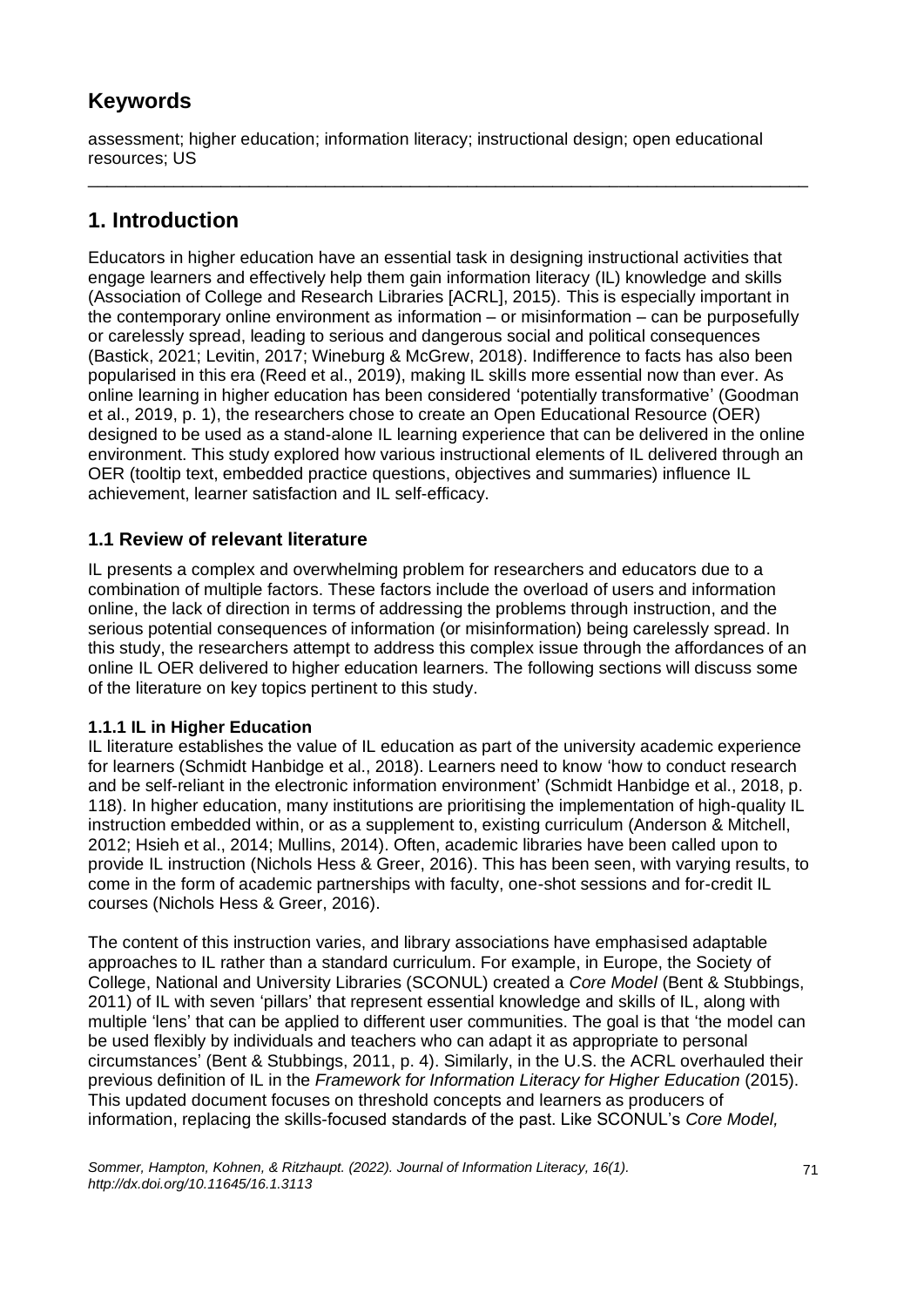## Keywords

assessment; higher education; information literacy; instructional design; open educational resources; US

---

## 1. Introduction

Educators in higher education have an essential task in designing instructional activities that engage learners and effectively help them gain information literacy (IL) knowledge and skills (Association of College and Research Libraries [ACRL], 2015). This is especially important in the contemporary online environment as information – or misinformation – can be purposefully or carelessly spread, leading to serious and dangerous social and political consequences (Bastick, 2021; Levitin, 2017; Wineburg & McGrew, 2018). Indifference to facts has also been popularised in this era (Reed et al., 2019), making IL skills more essential now than ever. As online learning in higher education has been considered 'potentially transformative' (Goodman et al., 2019, p. 1), the researchers chose to create an Open Educational Resource (OER) designed to be used as a stand-alone IL learning experience that can be delivered in the online environment. This study explored how various instructional elements of IL delivered through an OER (tooltip text, embedded practice questions, objectives and summaries) influence IL achievement, learner satisfaction and IL self-efficacy.

### 1.1 Review of relevant literature

IL presents a complex and overwhelming problem for researchers and educators due to a combination of multiple factors. These factors include the overload of users and information online, the lack of direction in terms of addressing the problems through instruction, and the serious potential consequences of information (or misinformation) being carelessly spread. In this study, the researchers attempt to address this complex issue through the affordances of an online IL OER delivered to higher education learners. The following sections will discuss some of the literature on key topics pertinent to this study.

#### 1.1.1 IL in Higher Education

IL literature establishes the value of IL education as part of the university academic experience for learners (Schmidt Hanbidge et al., 2018). Learners need to know 'how to conduct research and be self-reliant in the electronic information environment' (Schmidt Hanbidge et al., 2018, p. 118). In higher education, many institutions are prioritising the implementation of high-quality IL instruction embedded within, or as a supplement to, existing curriculum (Anderson & Mitchell, 2012; Hsieh et al., 2014; Mullins, 2014). Often, academic libraries have been called upon to provide IL instruction (Nichols Hess & Greer, 2016). This has been seen, with varying results, to come in the form of academic partnerships with faculty, one-shot sessions and for-credit IL courses (Nichols Hess & Greer, 2016).

The content of this instruction varies, and library associations have emphasised adaptable approaches to IL rather than a standard curriculum. For example, in Europe, the Society of College, National and University Libraries (SCONUL) created a *Core Model* (Bent & Stubbings, 2011) of IL with seven 'pillars' that represent essential knowledge and skills of IL, along with multiple 'lens' that can be applied to different user communities. The goal is that 'the model can be used flexibly by individuals and teachers who can adapt it as appropriate to personal circumstances' (Bent & Stubbings, 2011, p. 4). Similarly, in the U.S. the ACRL overhauled their previous definition of IL in the *Framework for Information Literacy for Higher Education* (2015). This updated document focuses on threshold concepts and learners as producers of information, replacing the skills-focused standards of the past. Like SCONUL's *Core Model,*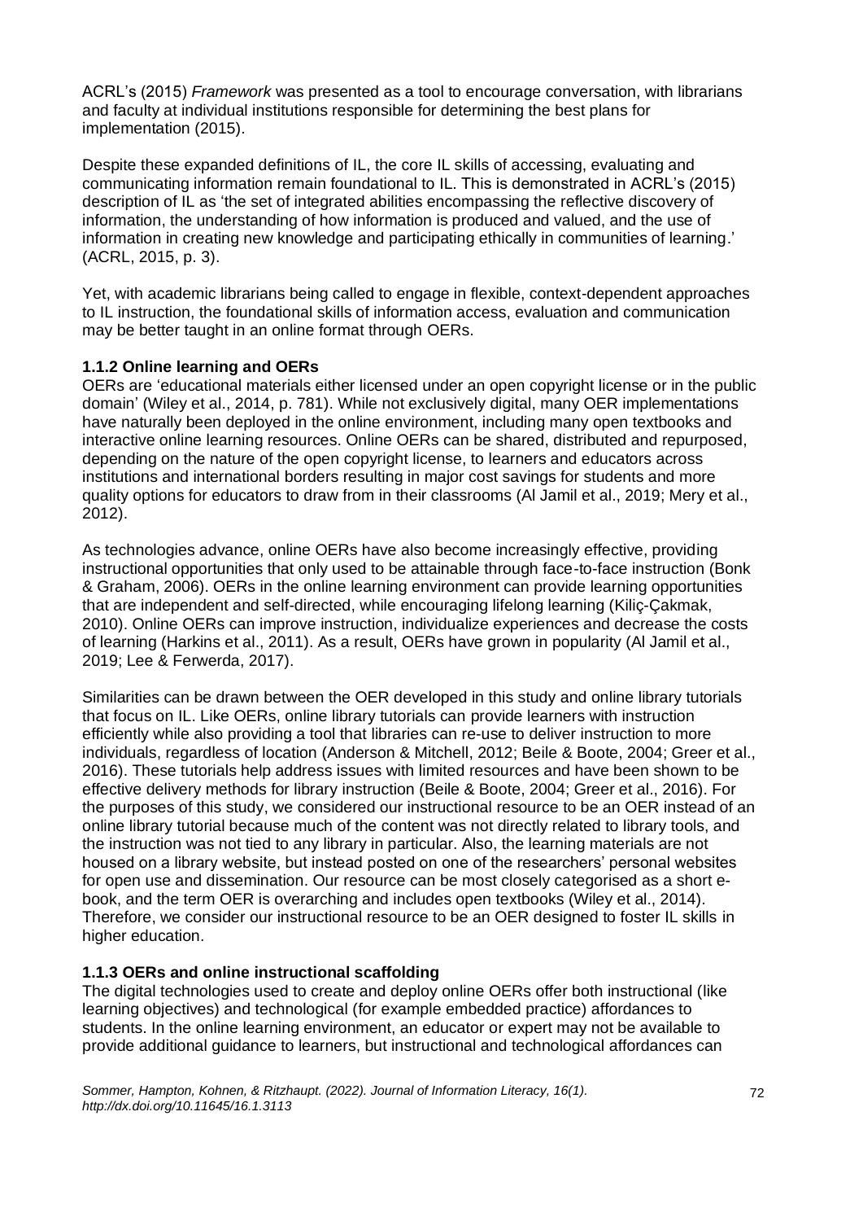ACRL's (2015) *Framework* was presented as a tool to encourage conversation, with librarians and faculty at individual institutions responsible for determining the best plans for implementation (2015).

Despite these expanded definitions of IL, the core IL skills of accessing, evaluating and communicating information remain foundational to IL. This is demonstrated in ACRL's (2015) description of IL as 'the set of integrated abilities encompassing the reflective discovery of information, the understanding of how information is produced and valued, and the use of information in creating new knowledge and participating ethically in communities of learning.' (ACRL, 2015, p. 3).

Yet, with academic librarians being called to engage in flexible, context-dependent approaches to IL instruction, the foundational skills of information access, evaluation and communication may be better taught in an online format through OERs.

### 1.1.2 Online learning and OERs

OERs are 'educational materials either licensed under an open copyright license or in the public domain' (Wiley et al., 2014, p. 781). While not exclusively digital, many OER implementations have naturally been deployed in the online environment, including many open textbooks and interactive online learning resources. Online OERs can be shared, distributed and repurposed, depending on the nature of the open copyright license, to learners and educators across institutions and international borders resulting in major cost savings for students and more quality options for educators to draw from in their classrooms (Al Jamil et al., 2019; Mery et al., 2012).

As technologies advance, online OERs have also become increasingly effective, providing instructional opportunities that only used to be attainable through face-to-face instruction (Bonk & Graham, 2006). OERs in the online learning environment can provide learning opportunities that are independent and self-directed, while encouraging lifelong learning (Kiliç-Çakmak, 2010). Online OERs can improve instruction, individualize experiences and decrease the costs of learning (Harkins et al., 2011). As a result, OERs have grown in popularity (Al Jamil et al., 2019; Lee & Ferwerda, 2017).

Similarities can be drawn between the OER developed in this study and online library tutorials that focus on IL. Like OERs, online library tutorials can provide learners with instruction efficiently while also providing a tool that libraries can re-use to deliver instruction to more individuals, regardless of location (Anderson & Mitchell, 2012; Beile & Boote, 2004; Greer et al., 2016). These tutorials help address issues with limited resources and have been shown to be effective delivery methods for library instruction (Beile & Boote, 2004; Greer et al., 2016). For the purposes of this study, we considered our instructional resource to be an OER instead of an online library tutorial because much of the content was not directly related to library tools, and the instruction was not tied to any library in particular. Also, the learning materials are not housed on a library website, but instead posted on one of the researchers' personal websites for open use and dissemination. Our resource can be most closely categorised as a short e-book, and the term OER is overarching and includes open textbooks (Wiley et al., 2014). Therefore, we consider our instructional resource to be an OER designed to foster IL skills in higher education.

### 1.1.3 OERs and online instructional scaffolding

The digital technologies used to create and deploy online OERs offer both instructional (like learning objectives) and technological (for example embedded practice) affordances to students. In the online learning environment, an educator or expert may not be available to provide additional guidance to learners, but instructional and technological affordances can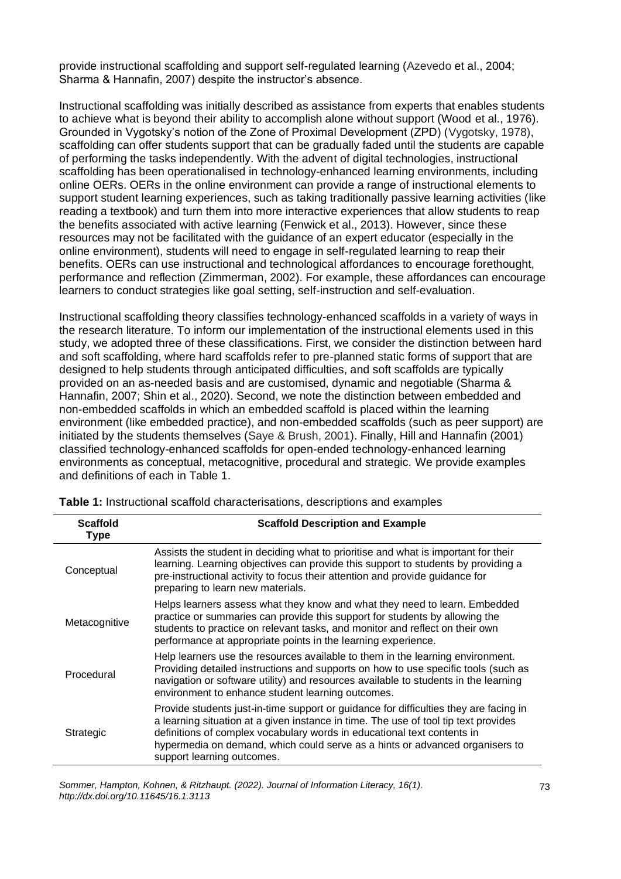provide instructional scaffolding and support self-regulated learning (Azevedo et al., 2004; Sharma & Hannafin, 2007) despite the instructor's absence.

Instructional scaffolding was initially described as assistance from experts that enables students to achieve what is beyond their ability to accomplish alone without support (Wood et al., 1976). Grounded in Vygotsky's notion of the Zone of Proximal Development (ZPD) (Vygotsky, 1978), scaffolding can offer students support that can be gradually faded until the students are capable of performing the tasks independently. With the advent of digital technologies, instructional scaffolding has been operationalised in technology-enhanced learning environments, including online OERs. OERs in the online environment can provide a range of instructional elements to support student learning experiences, such as taking traditionally passive learning activities (like reading a textbook) and turn them into more interactive experiences that allow students to reap the benefits associated with active learning (Fenwick et al., 2013). However, since these resources may not be facilitated with the guidance of an expert educator (especially in the online environment), students will need to engage in self-regulated learning to reap their benefits. OERs can use instructional and technological affordances to encourage forethought, performance and reflection (Zimmerman, 2002). For example, these affordances can encourage learners to conduct strategies like goal setting, self-instruction and self-evaluation.

Instructional scaffolding theory classifies technology-enhanced scaffolds in a variety of ways in the research literature. To inform our implementation of the instructional elements used in this study, we adopted three of these classifications. First, we consider the distinction between hard and soft scaffolding, where hard scaffolds refer to pre-planned static forms of support that are designed to help students through anticipated difficulties, and soft scaffolds are typically provided on an as-needed basis and are customised, dynamic and negotiable (Sharma & Hannafin, 2007; Shin et al., 2020). Second, we note the distinction between embedded and non-embedded scaffolds in which an embedded scaffold is placed within the learning environment (like embedded practice), and non-embedded scaffolds (such as peer support) are initiated by the students themselves (Saye & Brush, 2001). Finally, Hill and Hannafin (2001) classified technology-enhanced scaffolds for open-ended technology-enhanced learning environments as conceptual, metacognitive, procedural and strategic. We provide examples and definitions of each in Table 1.

**Table 1:** Instructional scaffold characterisations, descriptions and examples

| Scaffold Type | Scaffold Description and Example |
|---|---|
| Conceptual | Assists the student in deciding what to prioritise and what is important for their learning. Learning objectives can provide this support to students by providing a pre-instructional activity to focus their attention and provide guidance for preparing to learn new materials. |
| Metacognitive | Helps learners assess what they know and what they need to learn. Embedded practice or summaries can provide this support for students by allowing the students to practice on relevant tasks, and monitor and reflect on their own performance at appropriate points in the learning experience. |
| Procedural | Help learners use the resources available to them in the learning environment. Providing detailed instructions and supports on how to use specific tools (such as navigation or software utility) and resources available to students in the learning environment to enhance student learning outcomes. |
| Strategic | Provide students just-in-time support or guidance for difficulties they are facing in a learning situation at a given instance in time. The use of tool tip text provides definitions of complex vocabulary words in educational text contents in hypermedia on demand, which could serve as a hints or advanced organisers to support learning outcomes. |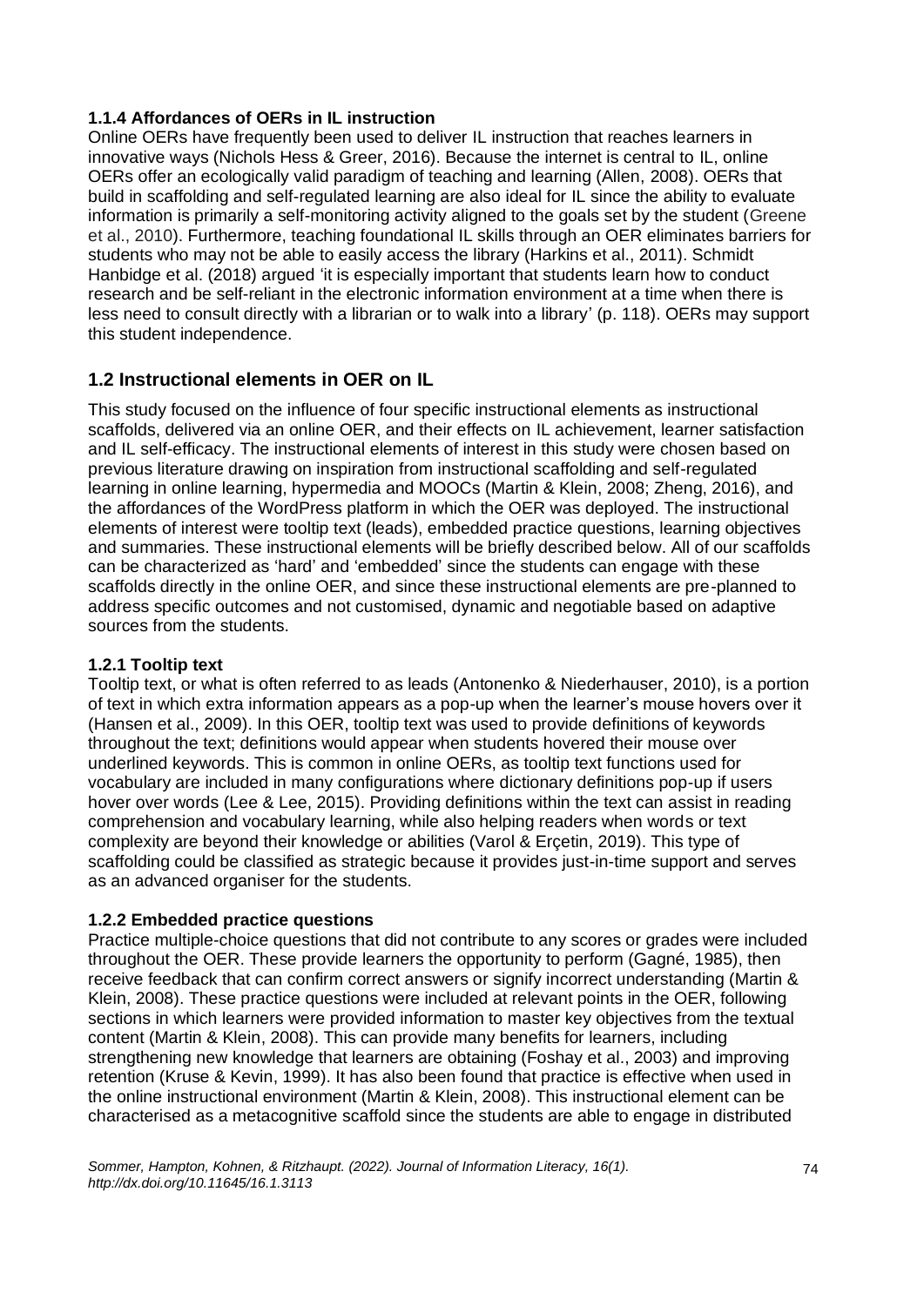#### 1.1.4 Affordances of OERs in IL instruction

Online OERs have frequently been used to deliver IL instruction that reaches learners in innovative ways (Nichols Hess & Greer, 2016). Because the internet is central to IL, online OERs offer an ecologically valid paradigm of teaching and learning (Allen, 2008). OERs that build in scaffolding and self-regulated learning are also ideal for IL since the ability to evaluate information is primarily a self-monitoring activity aligned to the goals set by the student (Greene et al., 2010). Furthermore, teaching foundational IL skills through an OER eliminates barriers for students who may not be able to easily access the library (Harkins et al., 2011). Schmidt Hanbidge et al. (2018) argued 'it is especially important that students learn how to conduct research and be self-reliant in the electronic information environment at a time when there is less need to consult directly with a librarian or to walk into a library' (p. 118). OERs may support this student independence.

## 1.2 Instructional elements in OER on IL

This study focused on the influence of four specific instructional elements as instructional scaffolds, delivered via an online OER, and their effects on IL achievement, learner satisfaction and IL self-efficacy. The instructional elements of interest in this study were chosen based on previous literature drawing on inspiration from instructional scaffolding and self-regulated learning in online learning, hypermedia and MOOCs (Martin & Klein, 2008; Zheng, 2016), and the affordances of the WordPress platform in which the OER was deployed. The instructional elements of interest were tooltip text (leads), embedded practice questions, learning objectives and summaries. These instructional elements will be briefly described below. All of our scaffolds can be characterized as 'hard' and 'embedded' since the students can engage with these scaffolds directly in the online OER, and since these instructional elements are pre-planned to address specific outcomes and not customised, dynamic and negotiable based on adaptive sources from the students.

#### 1.2.1 Tooltip text

Tooltip text, or what is often referred to as leads (Antonenko & Niederhauser, 2010), is a portion of text in which extra information appears as a pop-up when the learner's mouse hovers over it (Hansen et al., 2009). In this OER, tooltip text was used to provide definitions of keywords throughout the text; definitions would appear when students hovered their mouse over underlined keywords. This is common in online OERs, as tooltip text functions used for vocabulary are included in many configurations where dictionary definitions pop-up if users hover over words (Lee & Lee, 2015). Providing definitions within the text can assist in reading comprehension and vocabulary learning, while also helping readers when words or text complexity are beyond their knowledge or abilities (Varol & Erçetin, 2019). This type of scaffolding could be classified as strategic because it provides just-in-time support and serves as an advanced organiser for the students.

#### 1.2.2 Embedded practice questions

Practice multiple-choice questions that did not contribute to any scores or grades were included throughout the OER. These provide learners the opportunity to perform (Gagné, 1985), then receive feedback that can confirm correct answers or signify incorrect understanding (Martin & Klein, 2008). These practice questions were included at relevant points in the OER, following sections in which learners were provided information to master key objectives from the textual content (Martin & Klein, 2008). This can provide many benefits for learners, including strengthening new knowledge that learners are obtaining (Foshay et al., 2003) and improving retention (Kruse & Kevin, 1999). It has also been found that practice is effective when used in the online instructional environment (Martin & Klein, 2008). This instructional element can be characterised as a metacognitive scaffold since the students are able to engage in distributed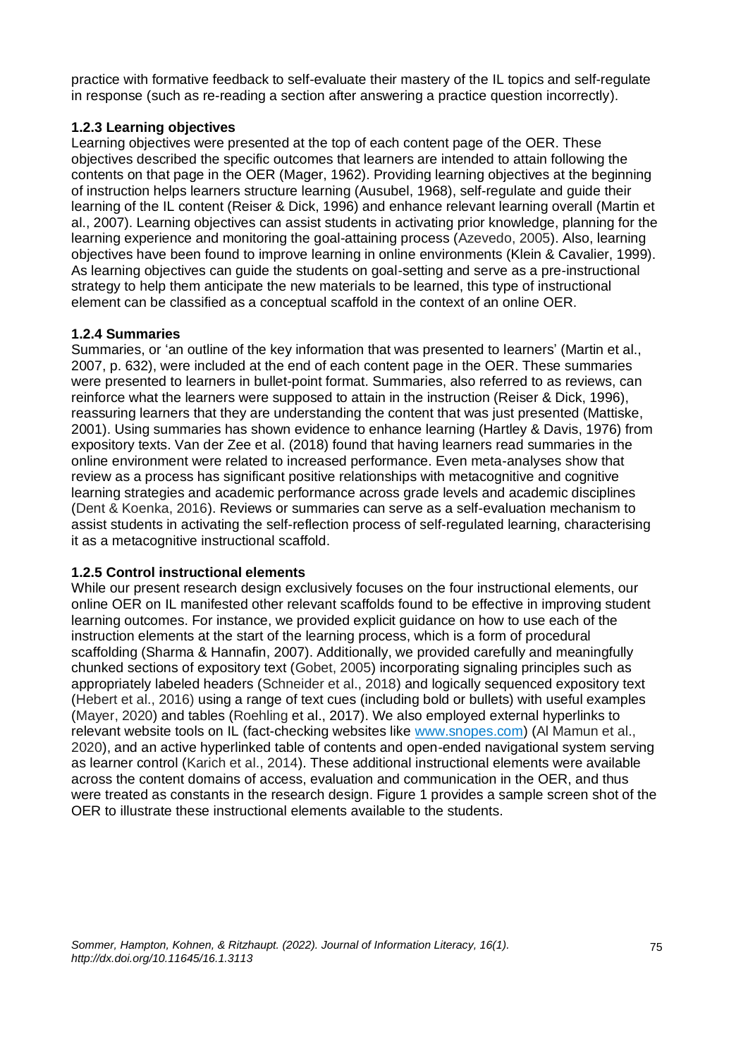practice with formative feedback to self-evaluate their mastery of the IL topics and self-regulate in response (such as re-reading a section after answering a practice question incorrectly).

### 1.2.3 Learning objectives

Learning objectives were presented at the top of each content page of the OER. These objectives described the specific outcomes that learners are intended to attain following the contents on that page in the OER (Mager, 1962). Providing learning objectives at the beginning of instruction helps learners structure learning (Ausubel, 1968), self-regulate and guide their learning of the IL content (Reiser & Dick, 1996) and enhance relevant learning overall (Martin et al., 2007). Learning objectives can assist students in activating prior knowledge, planning for the learning experience and monitoring the goal-attaining process (Azevedo, 2005). Also, learning objectives have been found to improve learning in online environments (Klein & Cavalier, 1999). As learning objectives can guide the students on goal-setting and serve as a pre-instructional strategy to help them anticipate the new materials to be learned, this type of instructional element can be classified as a conceptual scaffold in the context of an online OER.

### 1.2.4 Summaries

Summaries, or 'an outline of the key information that was presented to learners' (Martin et al., 2007, p. 632), were included at the end of each content page in the OER. These summaries were presented to learners in bullet-point format. Summaries, also referred to as reviews, can reinforce what the learners were supposed to attain in the instruction (Reiser & Dick, 1996), reassuring learners that they are understanding the content that was just presented (Mattiske, 2001). Using summaries has shown evidence to enhance learning (Hartley & Davis, 1976) from expository texts. Van der Zee et al. (2018) found that having learners read summaries in the online environment were related to increased performance. Even meta-analyses show that review as a process has significant positive relationships with metacognitive and cognitive learning strategies and academic performance across grade levels and academic disciplines (Dent & Koenka, 2016). Reviews or summaries can serve as a self-evaluation mechanism to assist students in activating the self-reflection process of self-regulated learning, characterising it as a metacognitive instructional scaffold.

### 1.2.5 Control instructional elements

While our present research design exclusively focuses on the four instructional elements, our online OER on IL manifested other relevant scaffolds found to be effective in improving student learning outcomes. For instance, we provided explicit guidance on how to use each of the instruction elements at the start of the learning process, which is a form of procedural scaffolding (Sharma & Hannafin, 2007). Additionally, we provided carefully and meaningfully chunked sections of expository text (Gobet, 2005) incorporating signaling principles such as appropriately labeled headers (Schneider et al., 2018) and logically sequenced expository text (Hebert et al., 2016) using a range of text cues (including bold or bullets) with useful examples (Mayer, 2020) and tables (Roehling et al., 2017). We also employed external hyperlinks to relevant website tools on IL (fact-checking websites like www.snopes.com) (Al Mamun et al., 2020), and an active hyperlinked table of contents and open-ended navigational system serving as learner control (Karich et al., 2014). These additional instructional elements were available across the content domains of access, evaluation and communication in the OER, and thus were treated as constants in the research design. Figure 1 provides a sample screen shot of the OER to illustrate these instructional elements available to the students.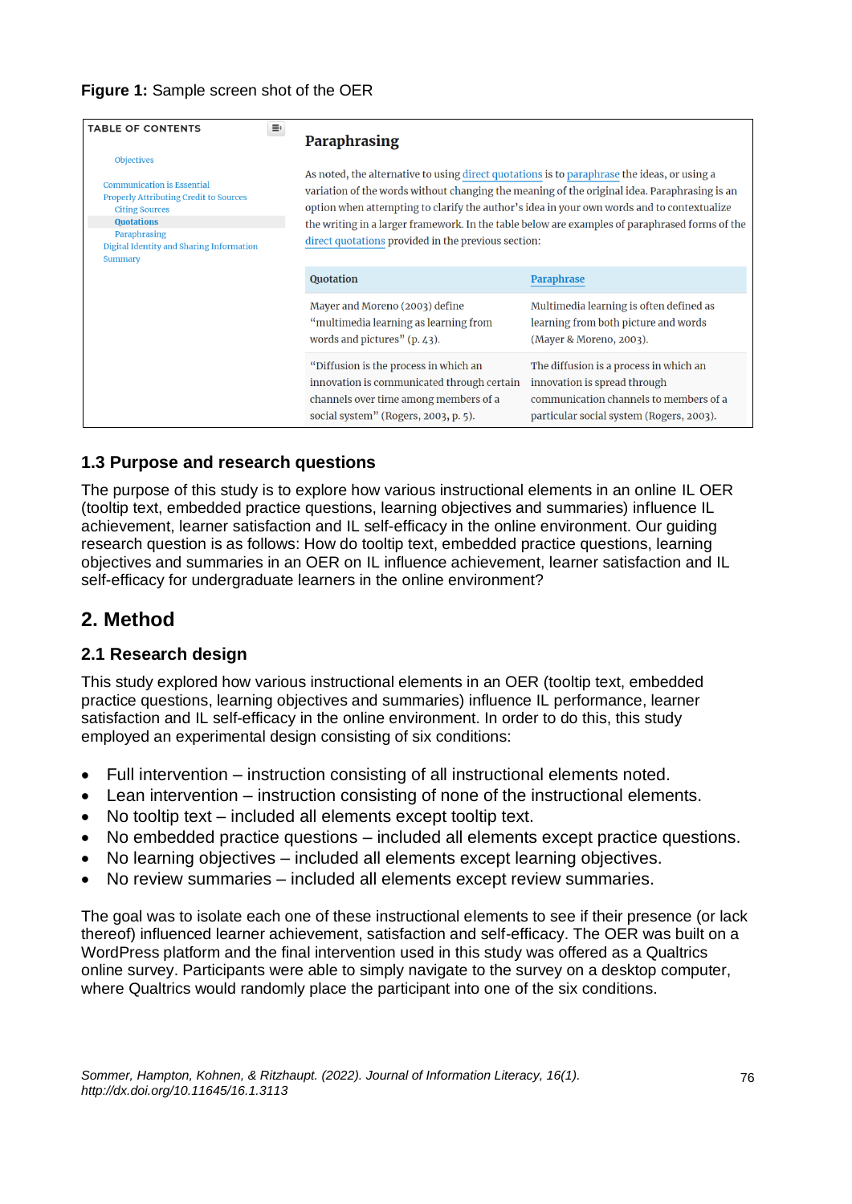**Figure 1:** Sample screen shot of the OER

TABLE OF CONTENTS

- Objectives
- Communication is Essential
- Properly Attributing Credit to Sources
  - Citing Sources
  - Quotations
  - Paraphrasing
- Digital Identity and Sharing Information
- Summary

**Paraphrasing**

As noted, the alternative to using direct quotations is to paraphrase the ideas, or using a variation of the words without changing the meaning of the original idea. Paraphrasing is an option when attempting to clarify the author's idea in your own words and to contextualize the writing in a larger framework. In the table below are examples of paraphrased forms of the direct quotations provided in the previous section:

| Quotation | Paraphrase |
| --- | --- |
| Mayer and Moreno (2003) define "multimedia learning as learning from words and pictures" (p. 43). | Multimedia learning is often defined as learning from both picture and words (Mayer & Moreno, 2003). |
| "Diffusion is the process in which an innovation is communicated through certain channels over time among members of a social system" (Rogers, 2003, p. 5). | The diffusion is a process in which an innovation is spread through communication channels to members of a particular social system (Rogers, 2003). |

### 1.3 Purpose and research questions

The purpose of this study is to explore how various instructional elements in an online IL OER (tooltip text, embedded practice questions, learning objectives and summaries) influence IL achievement, learner satisfaction and IL self-efficacy in the online environment. Our guiding research question is as follows: How do tooltip text, embedded practice questions, learning objectives and summaries in an OER on IL influence achievement, learner satisfaction and IL self-efficacy for undergraduate learners in the online environment?

## 2. Method

### 2.1 Research design

This study explored how various instructional elements in an OER (tooltip text, embedded practice questions, learning objectives and summaries) influence IL performance, learner satisfaction and IL self-efficacy in the online environment. In order to do this, this study employed an experimental design consisting of six conditions:

- Full intervention – instruction consisting of all instructional elements noted.
- Lean intervention – instruction consisting of none of the instructional elements.
- No tooltip text – included all elements except tooltip text.
- No embedded practice questions – included all elements except practice questions.
- No learning objectives – included all elements except learning objectives.
- No review summaries – included all elements except review summaries.

The goal was to isolate each one of these instructional elements to see if their presence (or lack thereof) influenced learner achievement, satisfaction and self-efficacy. The OER was built on a WordPress platform and the final intervention used in this study was offered as a Qualtrics online survey. Participants were able to simply navigate to the survey on a desktop computer, where Qualtrics would randomly place the participant into one of the six conditions.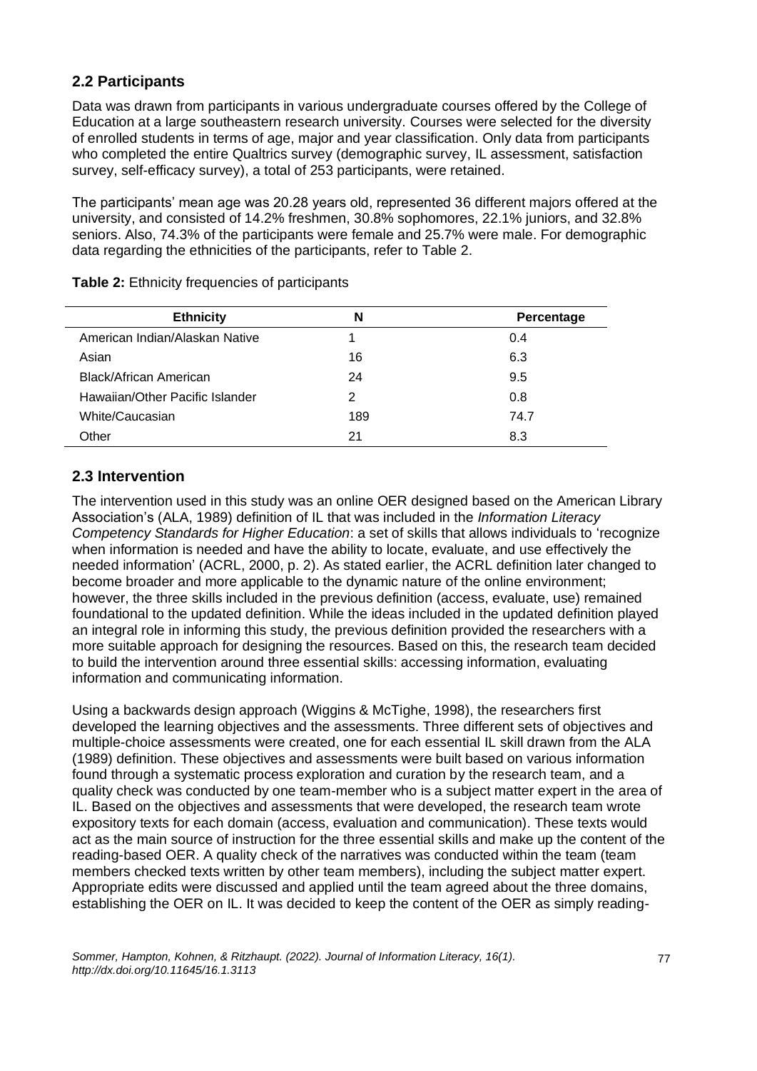## 2.2 Participants

Data was drawn from participants in various undergraduate courses offered by the College of Education at a large southeastern research university. Courses were selected for the diversity of enrolled students in terms of age, major and year classification. Only data from participants who completed the entire Qualtrics survey (demographic survey, IL assessment, satisfaction survey, self-efficacy survey), a total of 253 participants, were retained.

The participants' mean age was 20.28 years old, represented 36 different majors offered at the university, and consisted of 14.2% freshmen, 30.8% sophomores, 22.1% juniors, and 32.8% seniors. Also, 74.3% of the participants were female and 25.7% were male. For demographic data regarding the ethnicities of the participants, refer to Table 2.

**Table 2:** Ethnicity frequencies of participants

| Ethnicity | N | Percentage |
|---|---|---|
| American Indian/Alaskan Native | 1 | 0.4 |
| Asian | 16 | 6.3 |
| Black/African American | 24 | 9.5 |
| Hawaiian/Other Pacific Islander | 2 | 0.8 |
| White/Caucasian | 189 | 74.7 |
| Other | 21 | 8.3 |

## 2.3 Intervention

The intervention used in this study was an online OER designed based on the American Library Association's (ALA, 1989) definition of IL that was included in the *Information Literacy Competency Standards for Higher Education*: a set of skills that allows individuals to 'recognize when information is needed and have the ability to locate, evaluate, and use effectively the needed information' (ACRL, 2000, p. 2). As stated earlier, the ACRL definition later changed to become broader and more applicable to the dynamic nature of the online environment; however, the three skills included in the previous definition (access, evaluate, use) remained foundational to the updated definition. While the ideas included in the updated definition played an integral role in informing this study, the previous definition provided the researchers with a more suitable approach for designing the resources. Based on this, the research team decided to build the intervention around three essential skills: accessing information, evaluating information and communicating information.

Using a backwards design approach (Wiggins & McTighe, 1998), the researchers first developed the learning objectives and the assessments. Three different sets of objectives and multiple-choice assessments were created, one for each essential IL skill drawn from the ALA (1989) definition. These objectives and assessments were built based on various information found through a systematic process exploration and curation by the research team, and a quality check was conducted by one team-member who is a subject matter expert in the area of IL. Based on the objectives and assessments that were developed, the research team wrote expository texts for each domain (access, evaluation and communication). These texts would act as the main source of instruction for the three essential skills and make up the content of the reading-based OER. A quality check of the narratives was conducted within the team (team members checked texts written by other team members), including the subject matter expert. Appropriate edits were discussed and applied until the team agreed about the three domains, establishing the OER on IL. It was decided to keep the content of the OER as simply reading-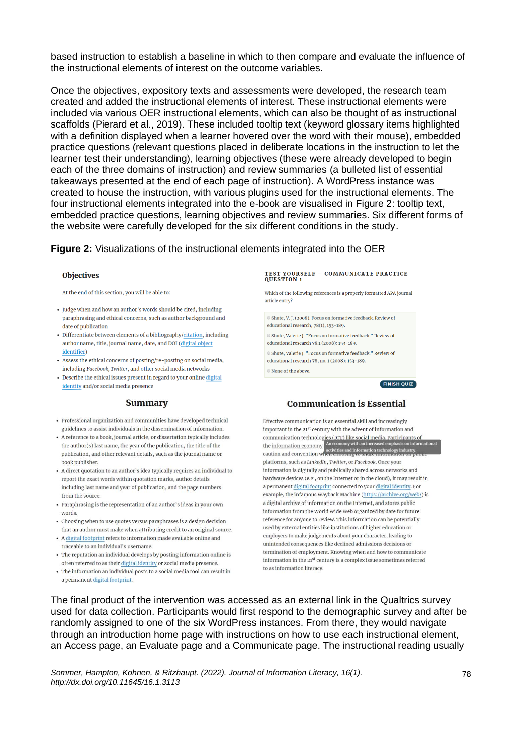based instruction to establish a baseline in which to then compare and evaluate the influence of the instructional elements of interest on the outcome variables.

Once the objectives, expository texts and assessments were developed, the research team created and added the instructional elements of interest. These instructional elements were included via various OER instructional elements, which can also be thought of as instructional scaffolds (Pierard et al., 2019). These included tooltip text (keyword glossary items highlighted with a definition displayed when a learner hovered over the word with their mouse), embedded practice questions (relevant questions placed in deliberate locations in the instruction to let the learner test their understanding), learning objectives (these were already developed to begin each of the three domains of instruction) and review summaries (a bulleted list of essential takeaways presented at the end of each page of instruction). A WordPress instance was created to house the instruction, with various plugins used for the instructional elements. The four instructional elements integrated into the e-book are visualised in Figure 2: tooltip text, embedded practice questions, learning objectives and review summaries. Six different forms of the website were carefully developed for the six different conditions in the study.

**Figure 2:** Visualizations of the instructional elements integrated into the OER

**Objectives**

At the end of this section, you will be able to:

- Judge when and how an author's words should be cited, including paraphrasing and ethical concerns, such as author background and date of publication
- Differentiate between elements of a bibliography/citation, including author name, title, journal name, date, and DOI (digital object identifier)
- Assess the ethical concerns of posting/re-posting on social media, including *Facebook*, *Twitter*, and other social media networks
- Describe the ethical issues present in regard to your online digital identity and/or social media presence

**Summary**

- Professional organization and communities have developed technical guidelines to assist individuals in the dissemination of information.
- A reference to a book, journal article, or dissertation typically includes the author(s) last name, the year of the publication, the title of the publication, and other relevant details, such as the journal name or book publisher.
- A direct quotation to an author's idea typically requires an individual to report the exact words within quotation marks, author details including last name and year of publication, and the page numbers from the source.
- Paraphrasing is the representation of an author's ideas in your own words.
- Choosing when to use quotes versus paraphrases is a design decision that an author must make when attributing credit to an original source.
- A digital footprint refers to information made available online and traceable to an individual's username.
- The reputation an individual develops by posting information online is often referred to as their digital identity or social media presence.
- The information an individual posts to a social media tool can result in a permanent digital footprint.

**TEST YOURSELF – COMMUNICATE PRACTICE QUESTION 1**

Which of the following references is a properly formatted APA journal article entry?

- Shute, V. J. (2008). Focus on formative feedback. Review of educational research, 78(1), 153-189.
- Shute, Valerie J. "Focus on formative feedback." Review of educational research 78.1 (2008): 153-189.
- Shute, Valerie J. "Focus on formative feedback." Review of educational research 78, no. 1 (2008): 153-189.
- None of the above.

FINISH QUIZ

**Communication is Essential**

Effective communication is an essential skill and increasingly important in the 21st century with the advent of information and communication technologies (ICT) like social media. Participants of the information economy [An economy with an increased emphasis on informational activities and information technology industry.] caution and convention when choosing to share information on public platforms, such as *LinkedIn*, *Twitter*, or *Facebook*. Once your information is digitally and publically shared across networks and hardware devices (e.g., on the Internet or in the cloud), it may result in a permanent digital footprint connected to your digital identity. For example, the infamous Wayback Machine (https://archive.org/web/) is a digital archive of information on the Internet, and stores public information from the World Wide Web organized by date for future reference for anyone to review. This information can be potentially used by external entities like institutions of higher education or employers to make judgements about your character, leading to unintended consequences like declined admissions decisions or termination of employment. Knowing when and how to communicate information in the 21st century is a complex issue sometimes referred to as information literacy.

The final product of the intervention was accessed as an external link in the Qualtrics survey used for data collection. Participants would first respond to the demographic survey and after be randomly assigned to one of the six WordPress instances. From there, they would navigate through an introduction home page with instructions on how to use each instructional element, an Access page, an Evaluate page and a Communicate page. The instructional reading usually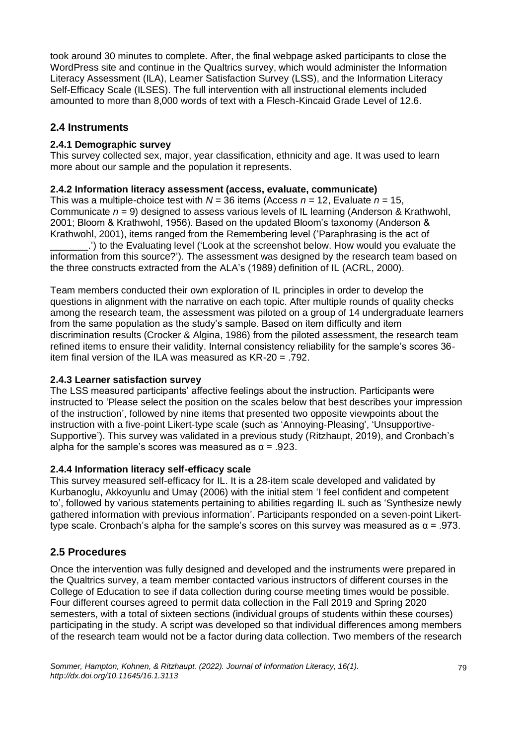took around 30 minutes to complete. After, the final webpage asked participants to close the WordPress site and continue in the Qualtrics survey, which would administer the Information Literacy Assessment (ILA), Learner Satisfaction Survey (LSS), and the Information Literacy Self-Efficacy Scale (ILSES). The full intervention with all instructional elements included amounted to more than 8,000 words of text with a Flesch-Kincaid Grade Level of 12.6.

## 2.4 Instruments

### 2.4.1 Demographic survey

This survey collected sex, major, year classification, ethnicity and age. It was used to learn more about our sample and the population it represents.

### 2.4.2 Information literacy assessment (access, evaluate, communicate)

This was a multiple-choice test with $N = 36$ items (Access $n = 12$, Evaluate $n = 15$, Communicate $n = 9$) designed to assess various levels of IL learning (Anderson & Krathwohl, 2001; Bloom & Krathwohl, 1956). Based on the updated Bloom's taxonomy (Anderson & Krathwohl, 2001), items ranged from the Remembering level ('Paraphrasing is the act of _______.') to the Evaluating level ('Look at the screenshot below. How would you evaluate the information from this source?'). The assessment was designed by the research team based on the three constructs extracted from the ALA's (1989) definition of IL (ACRL, 2000).

Team members conducted their own exploration of IL principles in order to develop the questions in alignment with the narrative on each topic. After multiple rounds of quality checks among the research team, the assessment was piloted on a group of 14 undergraduate learners from the same population as the study's sample. Based on item difficulty and item discrimination results (Crocker & Algina, 1986) from the piloted assessment, the research team refined items to ensure their validity. Internal consistency reliability for the sample's scores 36-item final version of the ILA was measured as KR-20 = .792.

### 2.4.3 Learner satisfaction survey

The LSS measured participants' affective feelings about the instruction. Participants were instructed to 'Please select the position on the scales below that best describes your impression of the instruction', followed by nine items that presented two opposite viewpoints about the instruction with a five-point Likert-type scale (such as 'Annoying-Pleasing', 'Unsupportive-Supportive'). This survey was validated in a previous study (Ritzhaupt, 2019), and Cronbach's alpha for the sample's scores was measured as $\alpha = .923$.

### 2.4.4 Information literacy self-efficacy scale

This survey measured self-efficacy for IL. It is a 28-item scale developed and validated by Kurbanoglu, Akkoyunlu and Umay (2006) with the initial stem 'I feel confident and competent to', followed by various statements pertaining to abilities regarding IL such as 'Synthesize newly gathered information with previous information'. Participants responded on a seven-point Likert-type scale. Cronbach's alpha for the sample's scores on this survey was measured as $\alpha = .973$.

## 2.5 Procedures

Once the intervention was fully designed and developed and the instruments were prepared in the Qualtrics survey, a team member contacted various instructors of different courses in the College of Education to see if data collection during course meeting times would be possible. Four different courses agreed to permit data collection in the Fall 2019 and Spring 2020 semesters, with a total of sixteen sections (individual groups of students within these courses) participating in the study. A script was developed so that individual differences among members of the research team would not be a factor during data collection. Two members of the research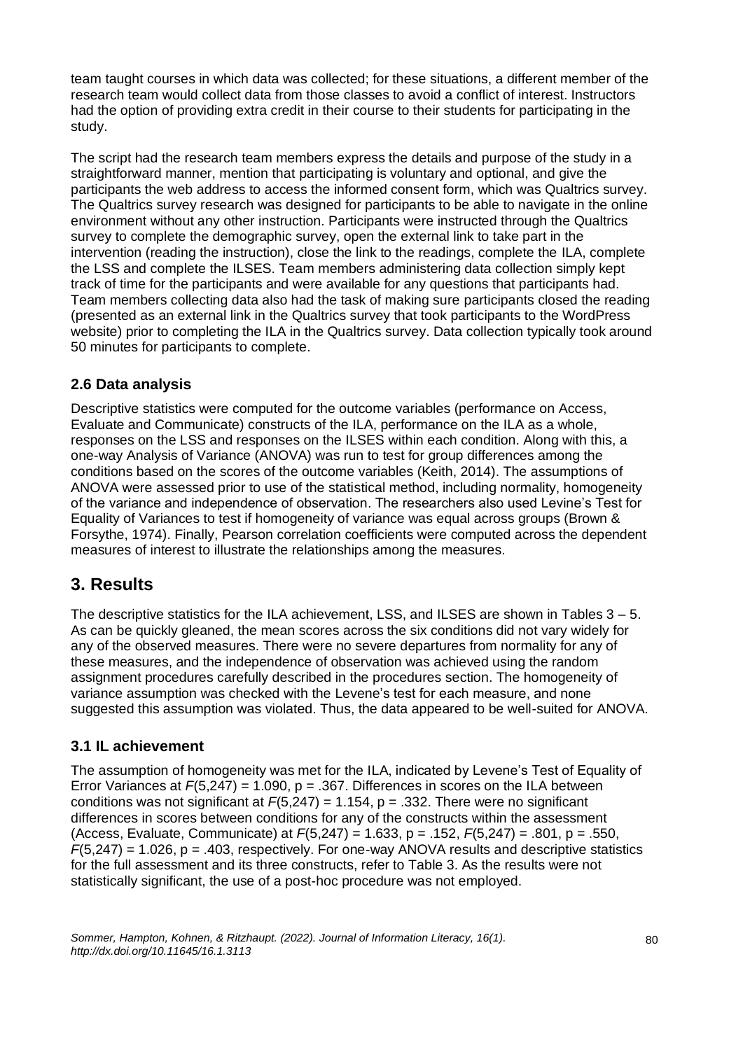team taught courses in which data was collected; for these situations, a different member of the research team would collect data from those classes to avoid a conflict of interest. Instructors had the option of providing extra credit in their course to their students for participating in the study.

The script had the research team members express the details and purpose of the study in a straightforward manner, mention that participating is voluntary and optional, and give the participants the web address to access the informed consent form, which was Qualtrics survey. The Qualtrics survey research was designed for participants to be able to navigate in the online environment without any other instruction. Participants were instructed through the Qualtrics survey to complete the demographic survey, open the external link to take part in the intervention (reading the instruction), close the link to the readings, complete the ILA, complete the LSS and complete the ILSES. Team members administering data collection simply kept track of time for the participants and were available for any questions that participants had. Team members collecting data also had the task of making sure participants closed the reading (presented as an external link in the Qualtrics survey that took participants to the WordPress website) prior to completing the ILA in the Qualtrics survey. Data collection typically took around 50 minutes for participants to complete.

## 2.6 Data analysis

Descriptive statistics were computed for the outcome variables (performance on Access, Evaluate and Communicate) constructs of the ILA, performance on the ILA as a whole, responses on the LSS and responses on the ILSES within each condition. Along with this, a one-way Analysis of Variance (ANOVA) was run to test for group differences among the conditions based on the scores of the outcome variables (Keith, 2014). The assumptions of ANOVA were assessed prior to use of the statistical method, including normality, homogeneity of the variance and independence of observation. The researchers also used Levine's Test for Equality of Variances to test if homogeneity of variance was equal across groups (Brown & Forsythe, 1974). Finally, Pearson correlation coefficients were computed across the dependent measures of interest to illustrate the relationships among the measures.

# 3. Results

The descriptive statistics for the ILA achievement, LSS, and ILSES are shown in Tables 3 – 5. As can be quickly gleaned, the mean scores across the six conditions did not vary widely for any of the observed measures. There were no severe departures from normality for any of these measures, and the independence of observation was achieved using the random assignment procedures carefully described in the procedures section. The homogeneity of variance assumption was checked with the Levene's test for each measure, and none suggested this assumption was violated. Thus, the data appeared to be well-suited for ANOVA.

## 3.1 IL achievement

The assumption of homogeneity was met for the ILA, indicated by Levene's Test of Equality of Error Variances at $F(5,247) = 1.090$, $p = .367$. Differences in scores on the ILA between conditions was not significant at $F(5,247) = 1.154$, $p = .332$. There were no significant differences in scores between conditions for any of the constructs within the assessment (Access, Evaluate, Communicate) at $F(5,247) = 1.633$, $p = .152$, $F(5,247) = .801$, $p = .550$, $F(5,247) = 1.026$, $p = .403$, respectively. For one-way ANOVA results and descriptive statistics for the full assessment and its three constructs, refer to Table 3. As the results were not statistically significant, the use of a post-hoc procedure was not employed.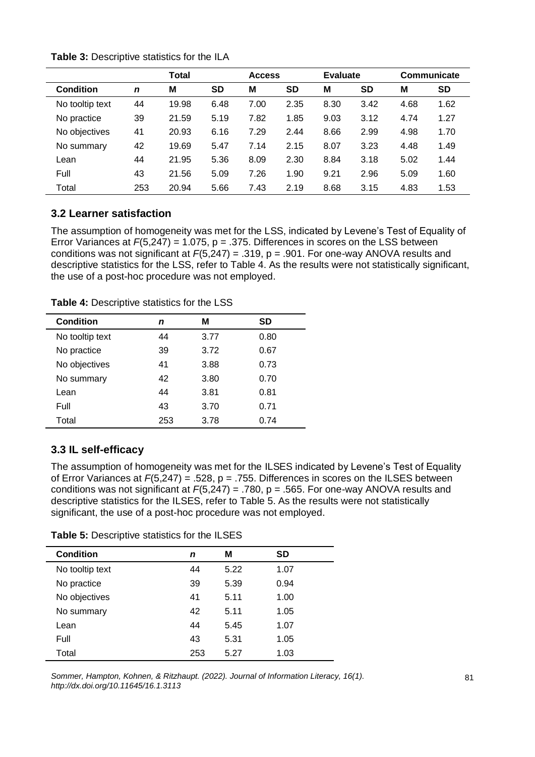**Table 3:** Descriptive statistics for the ILA

| | | Total | | Access | | Evaluate | | Communicate | |
|---|---|---|---|---|---|---|---|---|---|
| **Condition** | ***n*** | **M** | **SD** | **M** | **SD** | **M** | **SD** | **M** | **SD** |
| No tooltip text | 44 | 19.98 | 6.48 | 7.00 | 2.35 | 8.30 | 3.42 | 4.68 | 1.62 |
| No practice | 39 | 21.59 | 5.19 | 7.82 | 1.85 | 9.03 | 3.12 | 4.74 | 1.27 |
| No objectives | 41 | 20.93 | 6.16 | 7.29 | 2.44 | 8.66 | 2.99 | 4.98 | 1.70 |
| No summary | 42 | 19.69 | 5.47 | 7.14 | 2.15 | 8.07 | 3.23 | 4.48 | 1.49 |
| Lean | 44 | 21.95 | 5.36 | 8.09 | 2.30 | 8.84 | 3.18 | 5.02 | 1.44 |
| Full | 43 | 21.56 | 5.09 | 7.26 | 1.90 | 9.21 | 2.96 | 5.09 | 1.60 |
| Total | 253 | 20.94 | 5.66 | 7.43 | 2.19 | 8.68 | 3.15 | 4.83 | 1.53 |

### 3.2 Learner satisfaction

The assumption of homogeneity was met for the LSS, indicated by Levene's Test of Equality of Error Variances at $F(5,247) = 1.075$, $p = .375$. Differences in scores on the LSS between conditions was not significant at $F(5,247) = .319$, $p = .901$. For one-way ANOVA results and descriptive statistics for the LSS, refer to Table 4. As the results were not statistically significant, the use of a post-hoc procedure was not employed.

**Table 4:** Descriptive statistics for the LSS

| **Condition** | ***n*** | **M** | **SD** |
|---|---|---|---|
| No tooltip text | 44 | 3.77 | 0.80 |
| No practice | 39 | 3.72 | 0.67 |
| No objectives | 41 | 3.88 | 0.73 |
| No summary | 42 | 3.80 | 0.70 |
| Lean | 44 | 3.81 | 0.81 |
| Full | 43 | 3.70 | 0.71 |
| Total | 253 | 3.78 | 0.74 |

### 3.3 IL self-efficacy

The assumption of homogeneity was met for the ILSES indicated by Levene's Test of Equality of Error Variances at $F(5,247) = .528$, $p = .755$. Differences in scores on the ILSES between conditions was not significant at $F(5,247) = .780$, $p = .565$. For one-way ANOVA results and descriptive statistics for the ILSES, refer to Table 5. As the results were not statistically significant, the use of a post-hoc procedure was not employed.

**Table 5:** Descriptive statistics for the ILSES

| **Condition** | ***n*** | **M** | **SD** |
|---|---|---|---|
| No tooltip text | 44 | 5.22 | 1.07 |
| No practice | 39 | 5.39 | 0.94 |
| No objectives | 41 | 5.11 | 1.00 |
| No summary | 42 | 5.11 | 1.05 |
| Lean | 44 | 5.45 | 1.07 |
| Full | 43 | 5.31 | 1.05 |
| Total | 253 | 5.27 | 1.03 |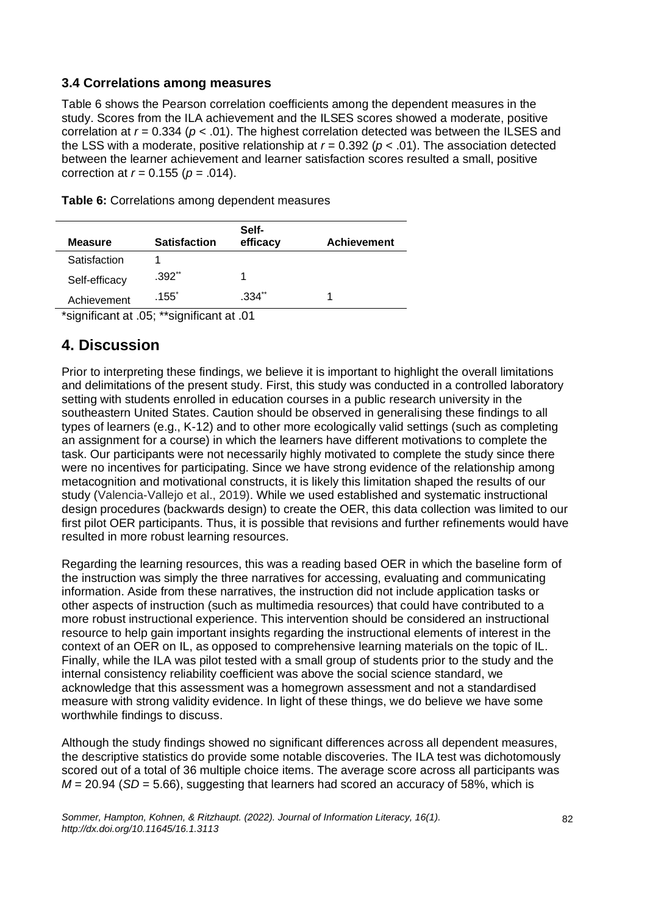### 3.4 Correlations among measures

Table 6 shows the Pearson correlation coefficients among the dependent measures in the study. Scores from the ILA achievement and the ILSES scores showed a moderate, positive correlation at $r = 0.334$ ($p < .01$). The highest correlation detected was between the ILSES and the LSS with a moderate, positive relationship at $r = 0.392$ ($p < .01$). The association detected between the learner achievement and learner satisfaction scores resulted a small, positive correction at $r = 0.155$ ($p = .014$).

**Table 6:** Correlations among dependent measures

| Measure | Satisfaction | Self-efficacy | Achievement |
|---|---|---|---|
| Satisfaction | 1 | | |
| Self-efficacy | .392** | 1 | |
| Achievement | .155* | .334** | 1 |

*significant at .05; **significant at .01

## 4. Discussion

Prior to interpreting these findings, we believe it is important to highlight the overall limitations and delimitations of the present study. First, this study was conducted in a controlled laboratory setting with students enrolled in education courses in a public research university in the southeastern United States. Caution should be observed in generalising these findings to all types of learners (e.g., K-12) and to other more ecologically valid settings (such as completing an assignment for a course) in which the learners have different motivations to complete the task. Our participants were not necessarily highly motivated to complete the study since there were no incentives for participating. Since we have strong evidence of the relationship among metacognition and motivational constructs, it is likely this limitation shaped the results of our study (Valencia-Vallejo et al., 2019). While we used established and systematic instructional design procedures (backwards design) to create the OER, this data collection was limited to our first pilot OER participants. Thus, it is possible that revisions and further refinements would have resulted in more robust learning resources.

Regarding the learning resources, this was a reading based OER in which the baseline form of the instruction was simply the three narratives for accessing, evaluating and communicating information. Aside from these narratives, the instruction did not include application tasks or other aspects of instruction (such as multimedia resources) that could have contributed to a more robust instructional experience. This intervention should be considered an instructional resource to help gain important insights regarding the instructional elements of interest in the context of an OER on IL, as opposed to comprehensive learning materials on the topic of IL. Finally, while the ILA was pilot tested with a small group of students prior to the study and the internal consistency reliability coefficient was above the social science standard, we acknowledge that this assessment was a homegrown assessment and not a standardised measure with strong validity evidence. In light of these things, we do believe we have some worthwhile findings to discuss.

Although the study findings showed no significant differences across all dependent measures, the descriptive statistics do provide some notable discoveries. The ILA test was dichotomously scored out of a total of 36 multiple choice items. The average score across all participants was $M = 20.94$ ($SD = 5.66$), suggesting that learners had scored an accuracy of 58%, which is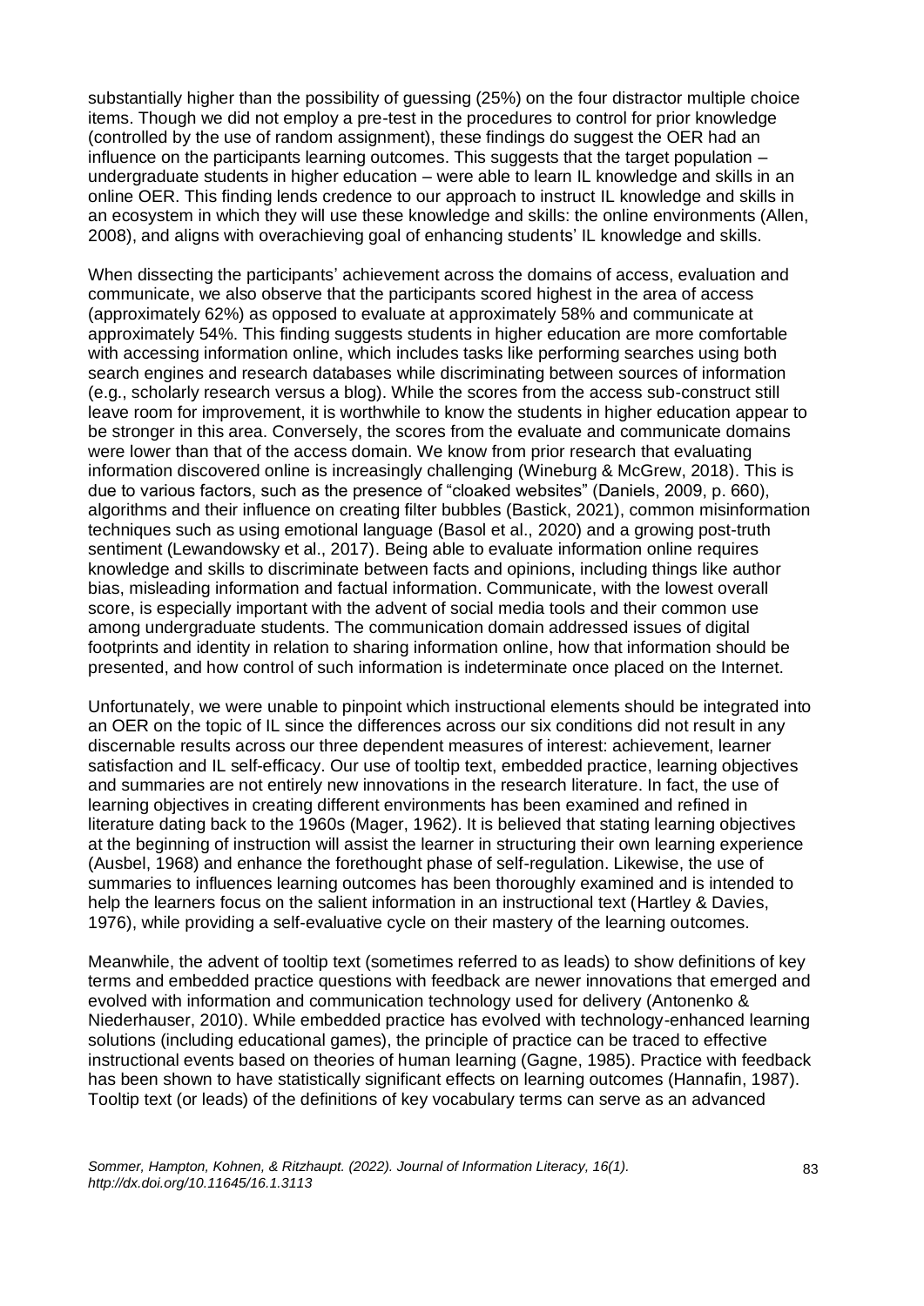substantially higher than the possibility of guessing (25%) on the four distractor multiple choice items. Though we did not employ a pre-test in the procedures to control for prior knowledge (controlled by the use of random assignment), these findings do suggest the OER had an influence on the participants learning outcomes. This suggests that the target population – undergraduate students in higher education – were able to learn IL knowledge and skills in an online OER. This finding lends credence to our approach to instruct IL knowledge and skills in an ecosystem in which they will use these knowledge and skills: the online environments (Allen, 2008), and aligns with overachieving goal of enhancing students' IL knowledge and skills.

When dissecting the participants' achievement across the domains of access, evaluation and communicate, we also observe that the participants scored highest in the area of access (approximately 62%) as opposed to evaluate at approximately 58% and communicate at approximately 54%. This finding suggests students in higher education are more comfortable with accessing information online, which includes tasks like performing searches using both search engines and research databases while discriminating between sources of information (e.g., scholarly research versus a blog). While the scores from the access sub-construct still leave room for improvement, it is worthwhile to know the students in higher education appear to be stronger in this area. Conversely, the scores from the evaluate and communicate domains were lower than that of the access domain. We know from prior research that evaluating information discovered online is increasingly challenging (Wineburg & McGrew, 2018). This is due to various factors, such as the presence of "cloaked websites" (Daniels, 2009, p. 660), algorithms and their influence on creating filter bubbles (Bastick, 2021), common misinformation techniques such as using emotional language (Basol et al., 2020) and a growing post-truth sentiment (Lewandowsky et al., 2017). Being able to evaluate information online requires knowledge and skills to discriminate between facts and opinions, including things like author bias, misleading information and factual information. Communicate, with the lowest overall score, is especially important with the advent of social media tools and their common use among undergraduate students. The communication domain addressed issues of digital footprints and identity in relation to sharing information online, how that information should be presented, and how control of such information is indeterminate once placed on the Internet.

Unfortunately, we were unable to pinpoint which instructional elements should be integrated into an OER on the topic of IL since the differences across our six conditions did not result in any discernable results across our three dependent measures of interest: achievement, learner satisfaction and IL self-efficacy. Our use of tooltip text, embedded practice, learning objectives and summaries are not entirely new innovations in the research literature. In fact, the use of learning objectives in creating different environments has been examined and refined in literature dating back to the 1960s (Mager, 1962). It is believed that stating learning objectives at the beginning of instruction will assist the learner in structuring their own learning experience (Ausbel, 1968) and enhance the forethought phase of self-regulation. Likewise, the use of summaries to influences learning outcomes has been thoroughly examined and is intended to help the learners focus on the salient information in an instructional text (Hartley & Davies, 1976), while providing a self-evaluative cycle on their mastery of the learning outcomes.

Meanwhile, the advent of tooltip text (sometimes referred to as leads) to show definitions of key terms and embedded practice questions with feedback are newer innovations that emerged and evolved with information and communication technology used for delivery (Antonenko & Niederhauser, 2010). While embedded practice has evolved with technology-enhanced learning solutions (including educational games), the principle of practice can be traced to effective instructional events based on theories of human learning (Gagne, 1985). Practice with feedback has been shown to have statistically significant effects on learning outcomes (Hannafin, 1987). Tooltip text (or leads) of the definitions of key vocabulary terms can serve as an advanced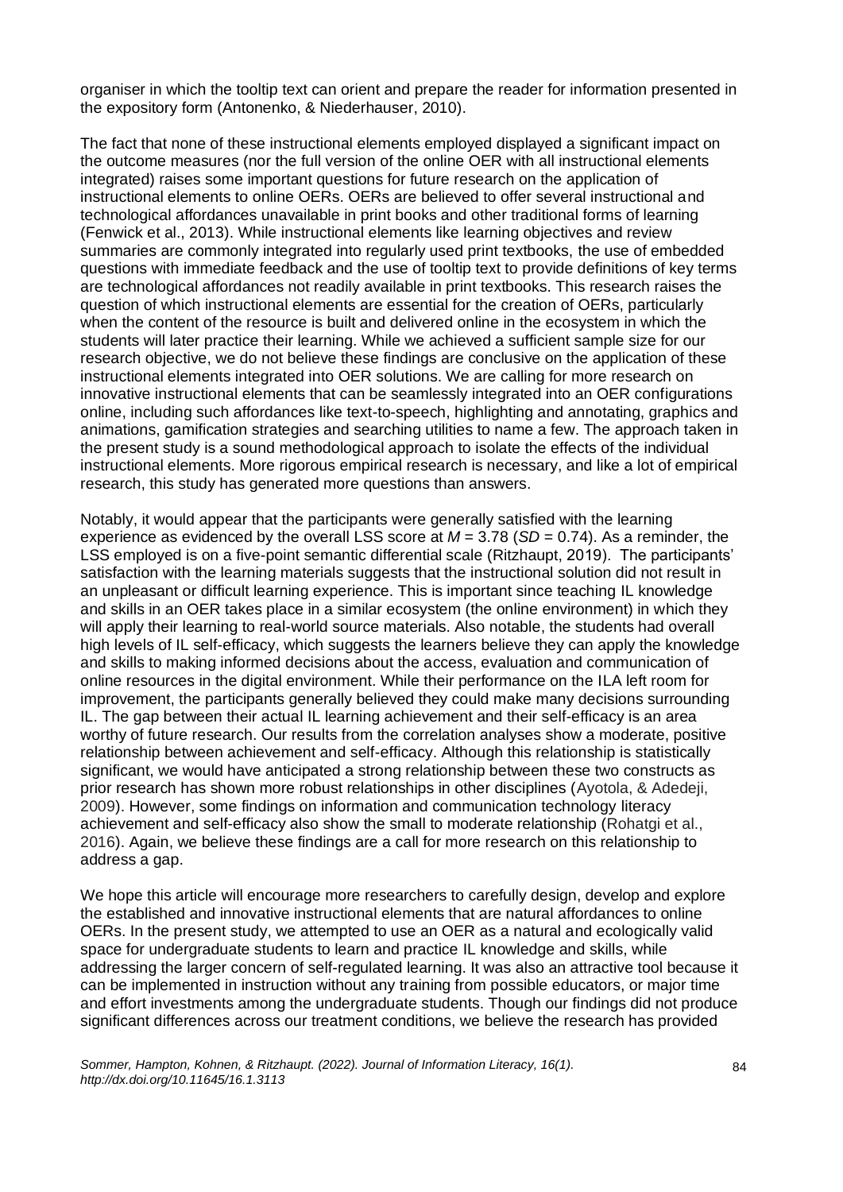organiser in which the tooltip text can orient and prepare the reader for information presented in the expository form (Antonenko, & Niederhauser, 2010).

The fact that none of these instructional elements employed displayed a significant impact on the outcome measures (nor the full version of the online OER with all instructional elements integrated) raises some important questions for future research on the application of instructional elements to online OERs. OERs are believed to offer several instructional and technological affordances unavailable in print books and other traditional forms of learning (Fenwick et al., 2013). While instructional elements like learning objectives and review summaries are commonly integrated into regularly used print textbooks, the use of embedded questions with immediate feedback and the use of tooltip text to provide definitions of key terms are technological affordances not readily available in print textbooks. This research raises the question of which instructional elements are essential for the creation of OERs, particularly when the content of the resource is built and delivered online in the ecosystem in which the students will later practice their learning. While we achieved a sufficient sample size for our research objective, we do not believe these findings are conclusive on the application of these instructional elements integrated into OER solutions. We are calling for more research on innovative instructional elements that can be seamlessly integrated into an OER configurations online, including such affordances like text-to-speech, highlighting and annotating, graphics and animations, gamification strategies and searching utilities to name a few. The approach taken in the present study is a sound methodological approach to isolate the effects of the individual instructional elements. More rigorous empirical research is necessary, and like a lot of empirical research, this study has generated more questions than answers.

Notably, it would appear that the participants were generally satisfied with the learning experience as evidenced by the overall LSS score at $M = 3.78$ ($SD = 0.74$). As a reminder, the LSS employed is on a five-point semantic differential scale (Ritzhaupt, 2019). The participants' satisfaction with the learning materials suggests that the instructional solution did not result in an unpleasant or difficult learning experience. This is important since teaching IL knowledge and skills in an OER takes place in a similar ecosystem (the online environment) in which they will apply their learning to real-world source materials. Also notable, the students had overall high levels of IL self-efficacy, which suggests the learners believe they can apply the knowledge and skills to making informed decisions about the access, evaluation and communication of online resources in the digital environment. While their performance on the ILA left room for improvement, the participants generally believed they could make many decisions surrounding IL. The gap between their actual IL learning achievement and their self-efficacy is an area worthy of future research. Our results from the correlation analyses show a moderate, positive relationship between achievement and self-efficacy. Although this relationship is statistically significant, we would have anticipated a strong relationship between these two constructs as prior research has shown more robust relationships in other disciplines (Ayotola, & Adedeji, 2009). However, some findings on information and communication technology literacy achievement and self-efficacy also show the small to moderate relationship (Rohatgi et al., 2016). Again, we believe these findings are a call for more research on this relationship to address a gap.

We hope this article will encourage more researchers to carefully design, develop and explore the established and innovative instructional elements that are natural affordances to online OERs. In the present study, we attempted to use an OER as a natural and ecologically valid space for undergraduate students to learn and practice IL knowledge and skills, while addressing the larger concern of self-regulated learning. It was also an attractive tool because it can be implemented in instruction without any training from possible educators, or major time and effort investments among the undergraduate students. Though our findings did not produce significant differences across our treatment conditions, we believe the research has provided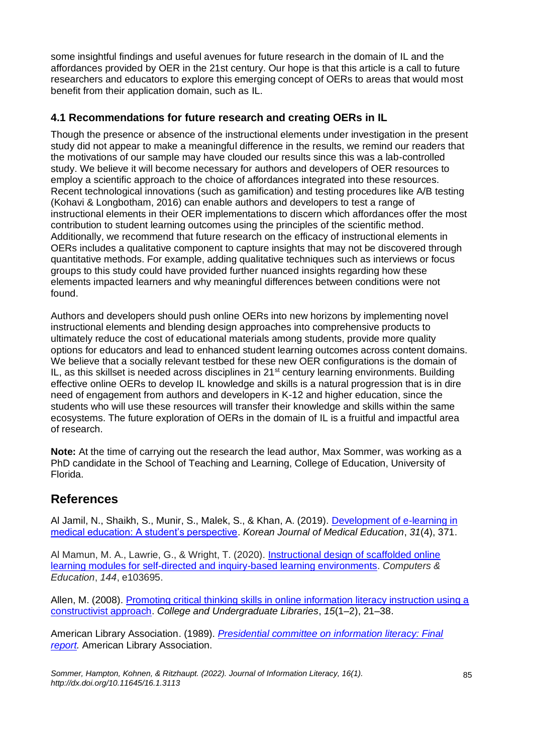some insightful findings and useful avenues for future research in the domain of IL and the affordances provided by OER in the 21st century. Our hope is that this article is a call to future researchers and educators to explore this emerging concept of OERs to areas that would most benefit from their application domain, such as IL.

### 4.1 Recommendations for future research and creating OERs in IL

Though the presence or absence of the instructional elements under investigation in the present study did not appear to make a meaningful difference in the results, we remind our readers that the motivations of our sample may have clouded our results since this was a lab-controlled study. We believe it will become necessary for authors and developers of OER resources to employ a scientific approach to the choice of affordances integrated into these resources. Recent technological innovations (such as gamification) and testing procedures like A/B testing (Kohavi & Longbotham, 2016) can enable authors and developers to test a range of instructional elements in their OER implementations to discern which affordances offer the most contribution to student learning outcomes using the principles of the scientific method. Additionally, we recommend that future research on the efficacy of instructional elements in OERs includes a qualitative component to capture insights that may not be discovered through quantitative methods. For example, adding qualitative techniques such as interviews or focus groups to this study could have provided further nuanced insights regarding how these elements impacted learners and why meaningful differences between conditions were not found.

Authors and developers should push online OERs into new horizons by implementing novel instructional elements and blending design approaches into comprehensive products to ultimately reduce the cost of educational materials among students, provide more quality options for educators and lead to enhanced student learning outcomes across content domains. We believe that a socially relevant testbed for these new OER configurations is the domain of IL, as this skillset is needed across disciplines in 21st century learning environments. Building effective online OERs to develop IL knowledge and skills is a natural progression that is in dire need of engagement from authors and developers in K-12 and higher education, since the students who will use these resources will transfer their knowledge and skills within the same ecosystems. The future exploration of OERs in the domain of IL is a fruitful and impactful area of research.

**Note:** At the time of carrying out the research the lead author, Max Sommer, was working as a PhD candidate in the School of Teaching and Learning, College of Education, University of Florida.

## References

Al Jamil, N., Shaikh, S., Munir, S., Malek, S., & Khan, A. (2019). Development of e-learning in medical education: A student's perspective. *Korean Journal of Medical Education*, *31*(4), 371.

Al Mamun, M. A., Lawrie, G., & Wright, T. (2020). Instructional design of scaffolded online learning modules for self-directed and inquiry-based learning environments. *Computers & Education*, *144*, e103695.

Allen, M. (2008). Promoting critical thinking skills in online information literacy instruction using a constructivist approach. *College and Undergraduate Libraries*, *15*(1–2), 21–38.

American Library Association. (1989). *Presidential committee on information literacy: Final report.* American Library Association.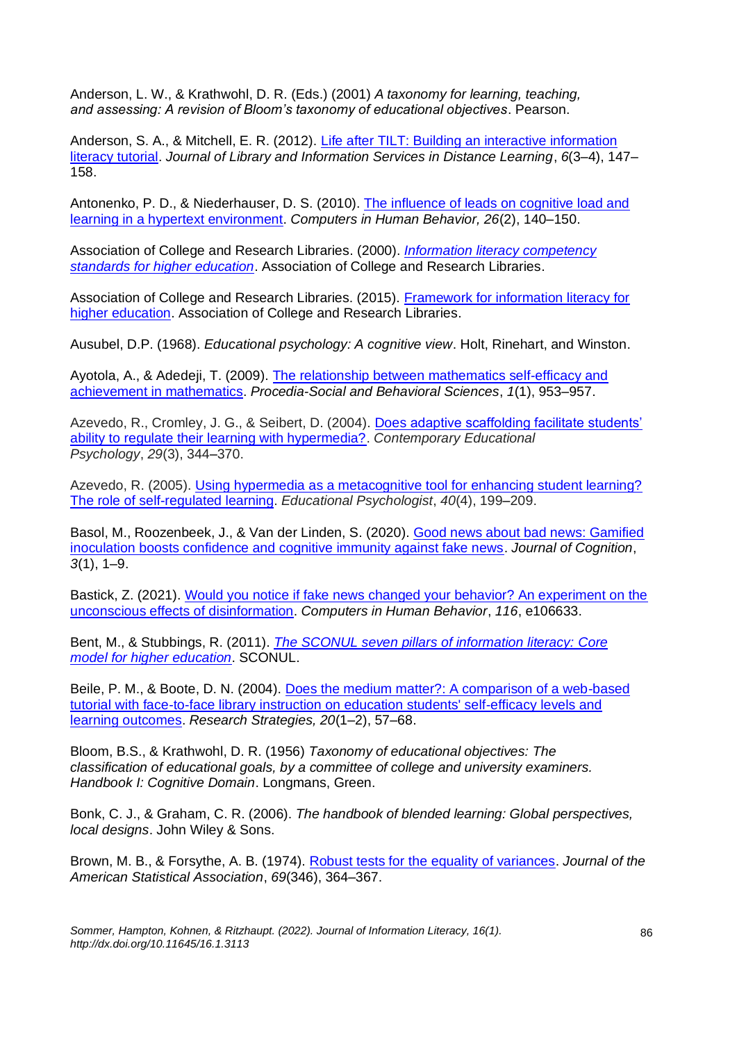Anderson, L. W., & Krathwohl, D. R. (Eds.) (2001) *A taxonomy for learning, teaching, and assessing: A revision of Bloom's taxonomy of educational objectives*. Pearson.

Anderson, S. A., & Mitchell, E. R. (2012). Life after TILT: Building an interactive information literacy tutorial. *Journal of Library and Information Services in Distance Learning*, *6*(3–4), 147–158.

Antonenko, P. D., & Niederhauser, D. S. (2010). The influence of leads on cognitive load and learning in a hypertext environment. *Computers in Human Behavior, 26*(2), 140–150.

Association of College and Research Libraries. (2000). *Information literacy competency standards for higher education*. Association of College and Research Libraries.

Association of College and Research Libraries. (2015). Framework for information literacy for higher education. Association of College and Research Libraries.

Ausubel, D.P. (1968). *Educational psychology: A cognitive view*. Holt, Rinehart, and Winston.

Ayotola, A., & Adedeji, T. (2009). The relationship between mathematics self-efficacy and achievement in mathematics. *Procedia-Social and Behavioral Sciences*, *1*(1), 953–957.

Azevedo, R., Cromley, J. G., & Seibert, D. (2004). Does adaptive scaffolding facilitate students' ability to regulate their learning with hypermedia?. *Contemporary Educational Psychology*, *29*(3), 344–370.

Azevedo, R. (2005). Using hypermedia as a metacognitive tool for enhancing student learning? The role of self-regulated learning. *Educational Psychologist*, *40*(4), 199–209.

Basol, M., Roozenbeek, J., & Van der Linden, S. (2020). Good news about bad news: Gamified inoculation boosts confidence and cognitive immunity against fake news. *Journal of Cognition*, *3*(1), 1–9.

Bastick, Z. (2021). Would you notice if fake news changed your behavior? An experiment on the unconscious effects of disinformation. *Computers in Human Behavior*, *116*, e106633.

Bent, M., & Stubbings, R. (2011). *The SCONUL seven pillars of information literacy: Core model for higher education*. SCONUL.

Beile, P. M., & Boote, D. N. (2004). Does the medium matter?: A comparison of a web-based tutorial with face-to-face library instruction on education students' self-efficacy levels and learning outcomes. *Research Strategies, 20*(1–2), 57–68.

Bloom, B.S., & Krathwohl, D. R. (1956) *Taxonomy of educational objectives: The classification of educational goals, by a committee of college and university examiners. Handbook I: Cognitive Domain*. Longmans, Green.

Bonk, C. J., & Graham, C. R. (2006). *The handbook of blended learning: Global perspectives, local designs*. John Wiley & Sons.

Brown, M. B., & Forsythe, A. B. (1974). Robust tests for the equality of variances. *Journal of the American Statistical Association*, *69*(346), 364–367.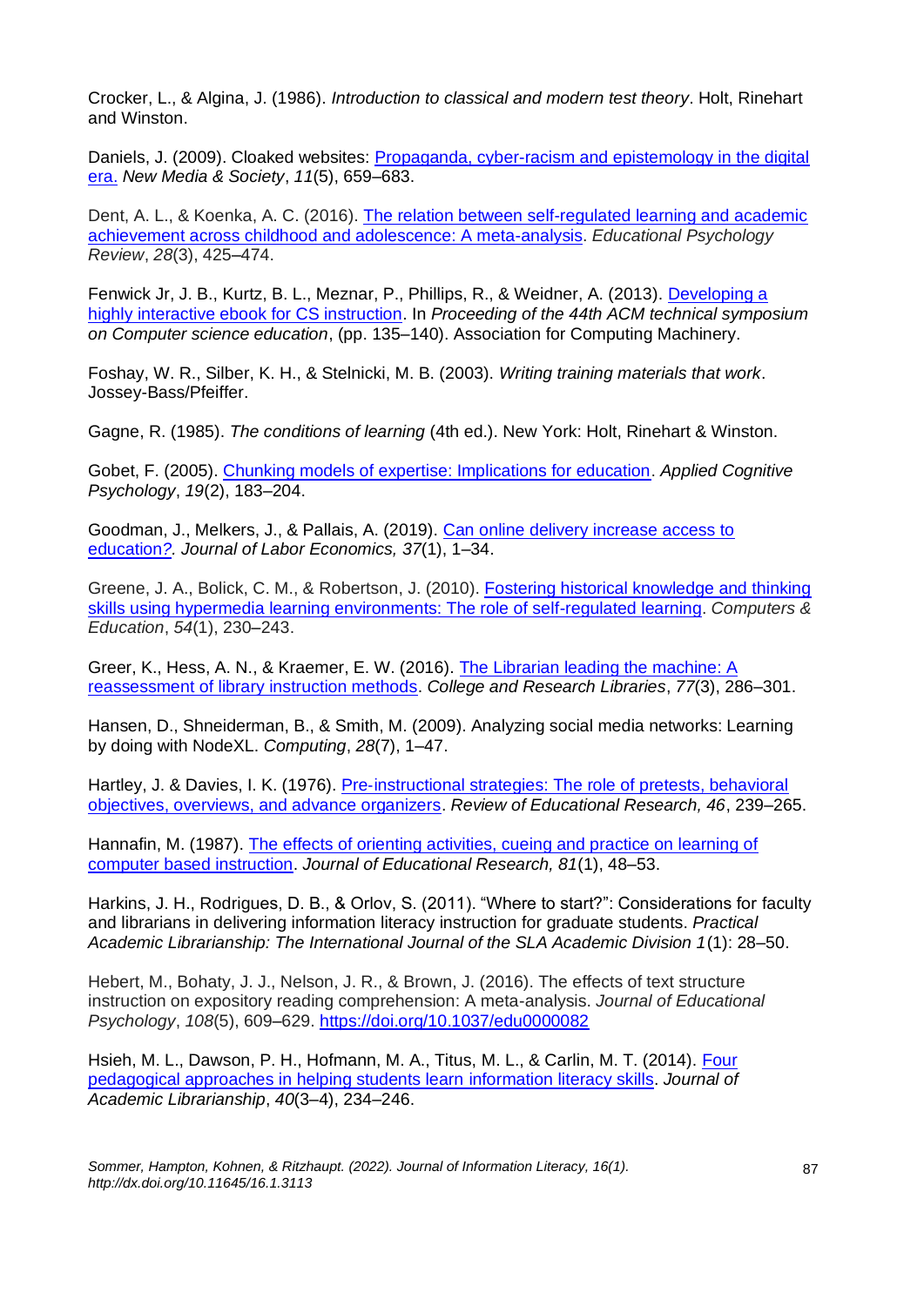Crocker, L., & Algina, J. (1986). *Introduction to classical and modern test theory*. Holt, Rinehart and Winston.

Daniels, J. (2009). Cloaked websites: Propaganda, cyber-racism and epistemology in the digital era. *New Media & Society*, *11*(5), 659–683.

Dent, A. L., & Koenka, A. C. (2016). The relation between self-regulated learning and academic achievement across childhood and adolescence: A meta-analysis. *Educational Psychology Review*, *28*(3), 425–474.

Fenwick Jr, J. B., Kurtz, B. L., Meznar, P., Phillips, R., & Weidner, A. (2013). Developing a highly interactive ebook for CS instruction. In *Proceeding of the 44th ACM technical symposium on Computer science education*, (pp. 135–140). Association for Computing Machinery.

Foshay, W. R., Silber, K. H., & Stelnicki, M. B. (2003). *Writing training materials that work*. Jossey-Bass/Pfeiffer.

Gagne, R. (1985). *The conditions of learning* (4th ed.). New York: Holt, Rinehart & Winston.

Gobet, F. (2005). Chunking models of expertise: Implications for education. *Applied Cognitive Psychology*, *19*(2), 183–204.

Goodman, J., Melkers, J., & Pallais, A. (2019). Can online delivery increase access to education?. *Journal of Labor Economics, 37*(1), 1–34.

Greene, J. A., Bolick, C. M., & Robertson, J. (2010). Fostering historical knowledge and thinking skills using hypermedia learning environments: The role of self-regulated learning. *Computers & Education*, *54*(1), 230–243.

Greer, K., Hess, A. N., & Kraemer, E. W. (2016). The Librarian leading the machine: A reassessment of library instruction methods. *College and Research Libraries*, *77*(3), 286–301.

Hansen, D., Shneiderman, B., & Smith, M. (2009). Analyzing social media networks: Learning by doing with NodeXL. *Computing*, *28*(7), 1–47.

Hartley, J. & Davies, I. K. (1976). Pre-instructional strategies: The role of pretests, behavioral objectives, overviews, and advance organizers. *Review of Educational Research, 46*, 239–265.

Hannafin, M. (1987). The effects of orienting activities, cueing and practice on learning of computer based instruction. *Journal of Educational Research, 81*(1), 48–53.

Harkins, J. H., Rodrigues, D. B., & Orlov, S. (2011). "Where to start?": Considerations for faculty and librarians in delivering information literacy instruction for graduate students. *Practical Academic Librarianship: The International Journal of the SLA Academic Division 1*(1): 28–50.

Hebert, M., Bohaty, J. J., Nelson, J. R., & Brown, J. (2016). The effects of text structure instruction on expository reading comprehension: A meta-analysis. *Journal of Educational Psychology*, *108*(5), 609–629. https://doi.org/10.1037/edu0000082

Hsieh, M. L., Dawson, P. H., Hofmann, M. A., Titus, M. L., & Carlin, M. T. (2014). Four pedagogical approaches in helping students learn information literacy skills. *Journal of Academic Librarianship*, *40*(3–4), 234–246.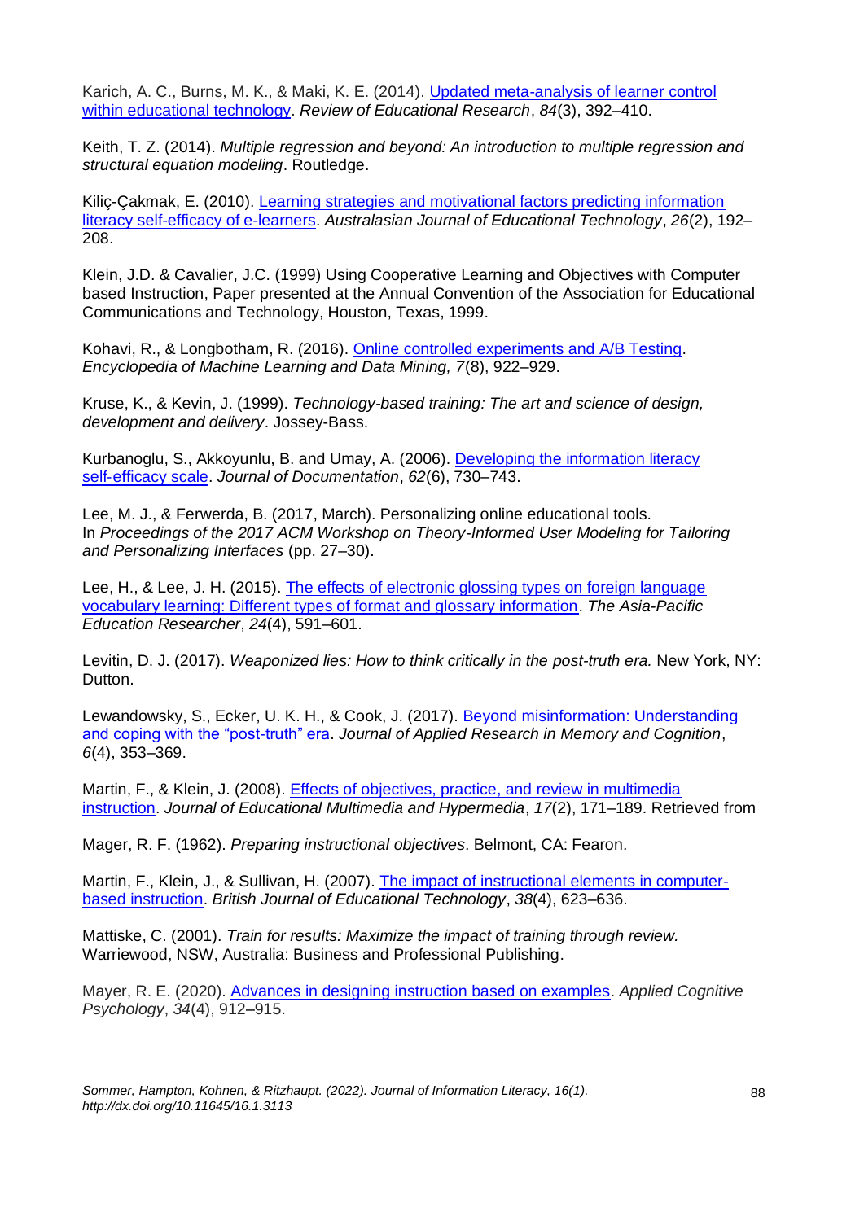Karich, A. C., Burns, M. K., & Maki, K. E. (2014). [Updated meta-analysis of learner control within educational technology](). *Review of Educational Research*, *84*(3), 392–410.

Keith, T. Z. (2014). *Multiple regression and beyond: An introduction to multiple regression and structural equation modeling*. Routledge.

Kiliç-Çakmak, E. (2010). [Learning strategies and motivational factors predicting information literacy self-efficacy of e-learners](). *Australasian Journal of Educational Technology*, *26*(2), 192–208.

Klein, J.D. & Cavalier, J.C. (1999) Using Cooperative Learning and Objectives with Computer based Instruction, Paper presented at the Annual Convention of the Association for Educational Communications and Technology, Houston, Texas, 1999.

Kohavi, R., & Longbotham, R. (2016). [Online controlled experiments and A/B Testing](). *Encyclopedia of Machine Learning and Data Mining, 7*(8), 922–929.

Kruse, K., & Kevin, J. (1999). *Technology-based training: The art and science of design, development and delivery*. Jossey-Bass.

Kurbanoglu, S., Akkoyunlu, B. and Umay, A. (2006). [Developing the information literacy self-efficacy scale](). *Journal of Documentation*, *62*(6), 730–743.

Lee, M. J., & Ferwerda, B. (2017, March). Personalizing online educational tools. In *Proceedings of the 2017 ACM Workshop on Theory-Informed User Modeling for Tailoring and Personalizing Interfaces* (pp. 27–30).

Lee, H., & Lee, J. H. (2015). [The effects of electronic glossing types on foreign language vocabulary learning: Different types of format and glossary information](). *The Asia-Pacific Education Researcher*, *24*(4), 591–601.

Levitin, D. J. (2017). *Weaponized lies: How to think critically in the post-truth era.* New York, NY: Dutton.

Lewandowsky, S., Ecker, U. K. H., & Cook, J. (2017). [Beyond misinformation: Understanding and coping with the "post-truth" era](). *Journal of Applied Research in Memory and Cognition*, *6*(4), 353–369.

Martin, F., & Klein, J. (2008). [Effects of objectives, practice, and review in multimedia instruction](). *Journal of Educational Multimedia and Hypermedia*, *17*(2), 171–189. Retrieved from

Mager, R. F. (1962). *Preparing instructional objectives*. Belmont, CA: Fearon.

Martin, F., Klein, J., & Sullivan, H. (2007). [The impact of instructional elements in computer-based instruction](). *British Journal of Educational Technology*, *38*(4), 623–636.

Mattiske, C. (2001). *Train for results: Maximize the impact of training through review.* Warriewood, NSW, Australia: Business and Professional Publishing.

Mayer, R. E. (2020). [Advances in designing instruction based on examples](). *Applied Cognitive Psychology*, *34*(4), 912–915.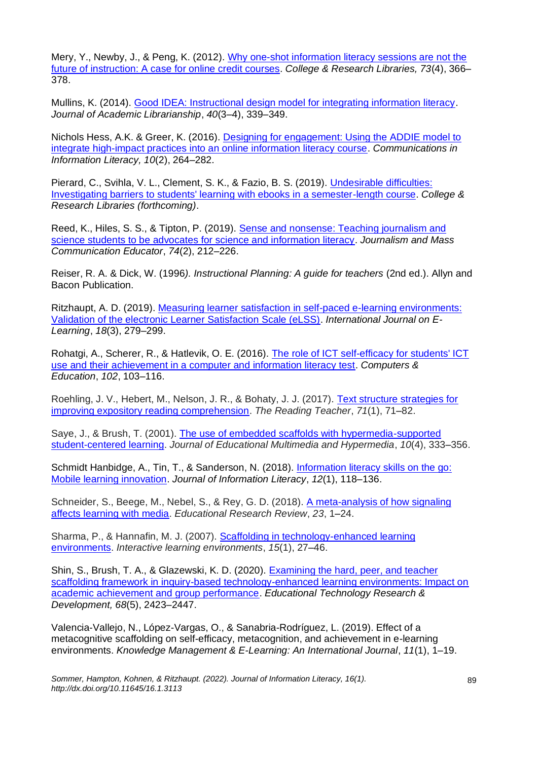Mery, Y., Newby, J., & Peng, K. (2012). [Why one-shot information literacy sessions are not the future of instruction: A case for online credit courses](). *College & Research Libraries, 73*(4), 366–378.

Mullins, K. (2014). [Good IDEA: Instructional design model for integrating information literacy](). *Journal of Academic Librarianship*, *40*(3–4), 339–349.

Nichols Hess, A.K. & Greer, K. (2016). [Designing for engagement: Using the ADDIE model to integrate high-impact practices into an online information literacy course](). *Communications in Information Literacy, 10*(2), 264–282.

Pierard, C., Svihla, V. L., Clement, S. K., & Fazio, B. S. (2019). [Undesirable difficulties: Investigating barriers to students' learning with ebooks in a semester-length course](). *College & Research Libraries (forthcoming)*.

Reed, K., Hiles, S. S., & Tipton, P. (2019). [Sense and nonsense: Teaching journalism and science students to be advocates for science and information literacy](). *Journalism and Mass Communication Educator*, *74*(2), 212–226.

Reiser, R. A. & Dick, W. (1996*). Instructional Planning: A guide for teachers* (2nd ed.). Allyn and Bacon Publication.

Ritzhaupt, A. D. (2019). [Measuring learner satisfaction in self-paced e-learning environments: Validation of the electronic Learner Satisfaction Scale (eLSS)](). *International Journal on E-Learning*, *18*(3), 279–299.

Rohatgi, A., Scherer, R., & Hatlevik, O. E. (2016). [The role of ICT self-efficacy for students' ICT use and their achievement in a computer and information literacy test](). *Computers & Education*, *102*, 103–116.

Roehling, J. V., Hebert, M., Nelson, J. R., & Bohaty, J. J. (2017). [Text structure strategies for improving expository reading comprehension](). *The Reading Teacher*, *71*(1), 71–82.

Saye, J., & Brush, T. (2001). [The use of embedded scaffolds with hypermedia-supported student-centered learning](). *Journal of Educational Multimedia and Hypermedia*, *10*(4), 333–356.

Schmidt Hanbidge, A., Tin, T., & Sanderson, N. (2018). [Information literacy skills on the go: Mobile learning innovation](). *Journal of Information Literacy*, *12*(1), 118–136.

Schneider, S., Beege, M., Nebel, S., & Rey, G. D. (2018). [A meta-analysis of how signaling affects learning with media](). *Educational Research Review*, *23*, 1–24.

Sharma, P., & Hannafin, M. J. (2007). [Scaffolding in technology-enhanced learning environments](). *Interactive learning environments*, *15*(1), 27–46.

Shin, S., Brush, T. A., & Glazewski, K. D. (2020). [Examining the hard, peer, and teacher scaffolding framework in inquiry-based technology-enhanced learning environments: Impact on academic achievement and group performance](). *Educational Technology Research & Development, 68*(5), 2423–2447.

Valencia-Vallejo, N., López-Vargas, O., & Sanabria-Rodríguez, L. (2019). Effect of a metacognitive scaffolding on self-efficacy, metacognition, and achievement in e-learning environments. *Knowledge Management & E-Learning: An International Journal*, *11*(1), 1–19.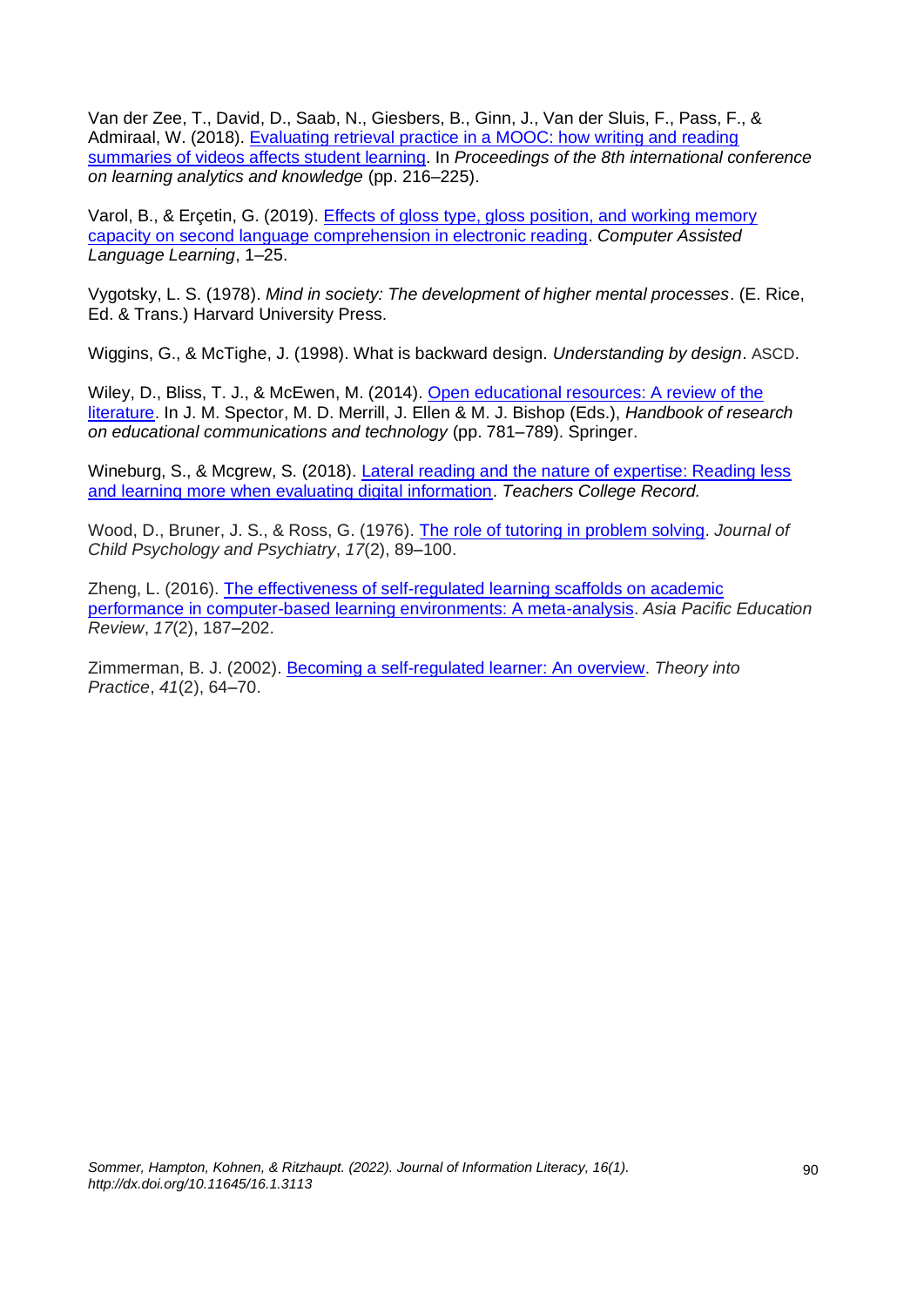Van der Zee, T., David, D., Saab, N., Giesbers, B., Ginn, J., Van der Sluis, F., Pass, F., & Admiraal, W. (2018). Evaluating retrieval practice in a MOOC: how writing and reading summaries of videos affects student learning. In *Proceedings of the 8th international conference on learning analytics and knowledge* (pp. 216–225).

Varol, B., & Erçetin, G. (2019). Effects of gloss type, gloss position, and working memory capacity on second language comprehension in electronic reading. *Computer Assisted Language Learning*, 1–25.

Vygotsky, L. S. (1978). *Mind in society: The development of higher mental processes*. (E. Rice, Ed. & Trans.) Harvard University Press.

Wiggins, G., & McTighe, J. (1998). What is backward design. *Understanding by design*. ASCD.

Wiley, D., Bliss, T. J., & McEwen, M. (2014). Open educational resources: A review of the literature. In J. M. Spector, M. D. Merrill, J. Ellen & M. J. Bishop (Eds.), *Handbook of research on educational communications and technology* (pp. 781–789). Springer.

Wineburg, S., & Mcgrew, S. (2018). Lateral reading and the nature of expertise: Reading less and learning more when evaluating digital information. *Teachers College Record.*

Wood, D., Bruner, J. S., & Ross, G. (1976). The role of tutoring in problem solving. *Journal of Child Psychology and Psychiatry*, *17*(2), 89–100.

Zheng, L. (2016). The effectiveness of self-regulated learning scaffolds on academic performance in computer-based learning environments: A meta-analysis. *Asia Pacific Education Review*, *17*(2), 187–202.

Zimmerman, B. J. (2002). Becoming a self-regulated learner: An overview. *Theory into Practice*, *41*(2), 64–70.